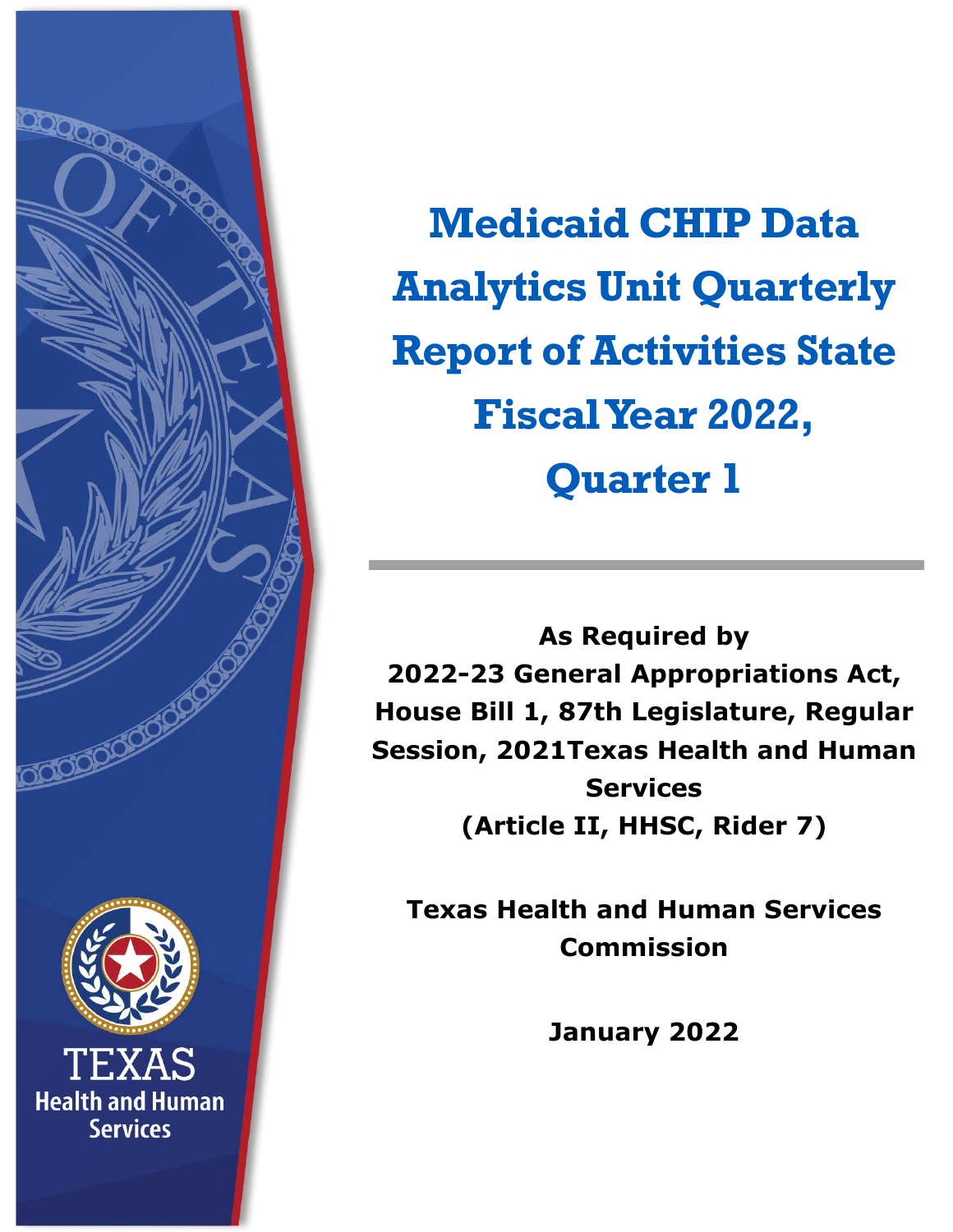# Medicaid CHIP Data Analytics Unit Quarterly Report of Activities State Fiscal Year 2022, Quarter 1

**As Required by**
**2022-23 General Appropriations Act, House Bill 1, 87th Legislature, Regular Session, 2021Texas Health and Human Services**
**(Article II, HHSC, Rider 7)**

**Texas Health and Human Services Commission**

**January 2022**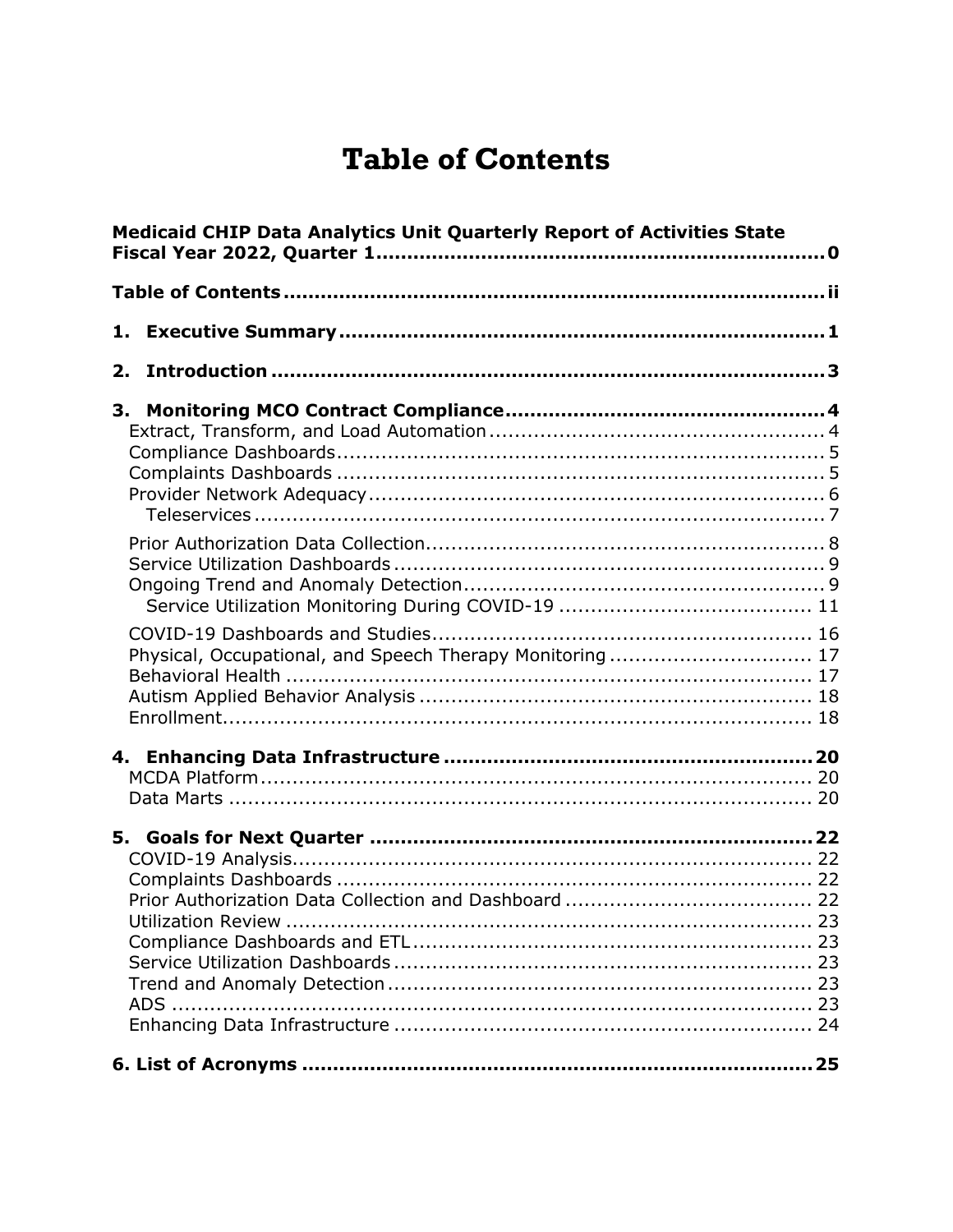# Table of Contents

**Medicaid CHIP Data Analytics Unit Quarterly Report of Activities State Fiscal Year 2022, Quarter 1** .......... **0**

**Table of Contents** .......... **ii**

**1. Executive Summary** .......... **1**

**2. Introduction** .......... **3**

**3. Monitoring MCO Contract Compliance** .......... **4**

- Extract, Transform, and Load Automation .......... 4
- Compliance Dashboards .......... 5
- Complaints Dashboards .......... 5
- Provider Network Adequacy .......... 6
  - Teleservices .......... 7
- Prior Authorization Data Collection .......... 8
- Service Utilization Dashboards .......... 9
- Ongoing Trend and Anomaly Detection .......... 9
  - Service Utilization Monitoring During COVID-19 .......... 11
- COVID-19 Dashboards and Studies .......... 16
- Physical, Occupational, and Speech Therapy Monitoring .......... 17
- Behavioral Health .......... 17
- Autism Applied Behavior Analysis .......... 18
- Enrollment .......... 18

**4. Enhancing Data Infrastructure** .......... **20**

- MCDA Platform .......... 20
- Data Marts .......... 20

**5. Goals for Next Quarter** .......... **22**

- COVID-19 Analysis .......... 22
- Complaints Dashboards .......... 22
- Prior Authorization Data Collection and Dashboard .......... 22
- Utilization Review .......... 23
- Compliance Dashboards and ETL .......... 23
- Service Utilization Dashboards .......... 23
- Trend and Anomaly Detection .......... 23
- ADS .......... 23
- Enhancing Data Infrastructure .......... 24

**6. List of Acronyms** .......... **25**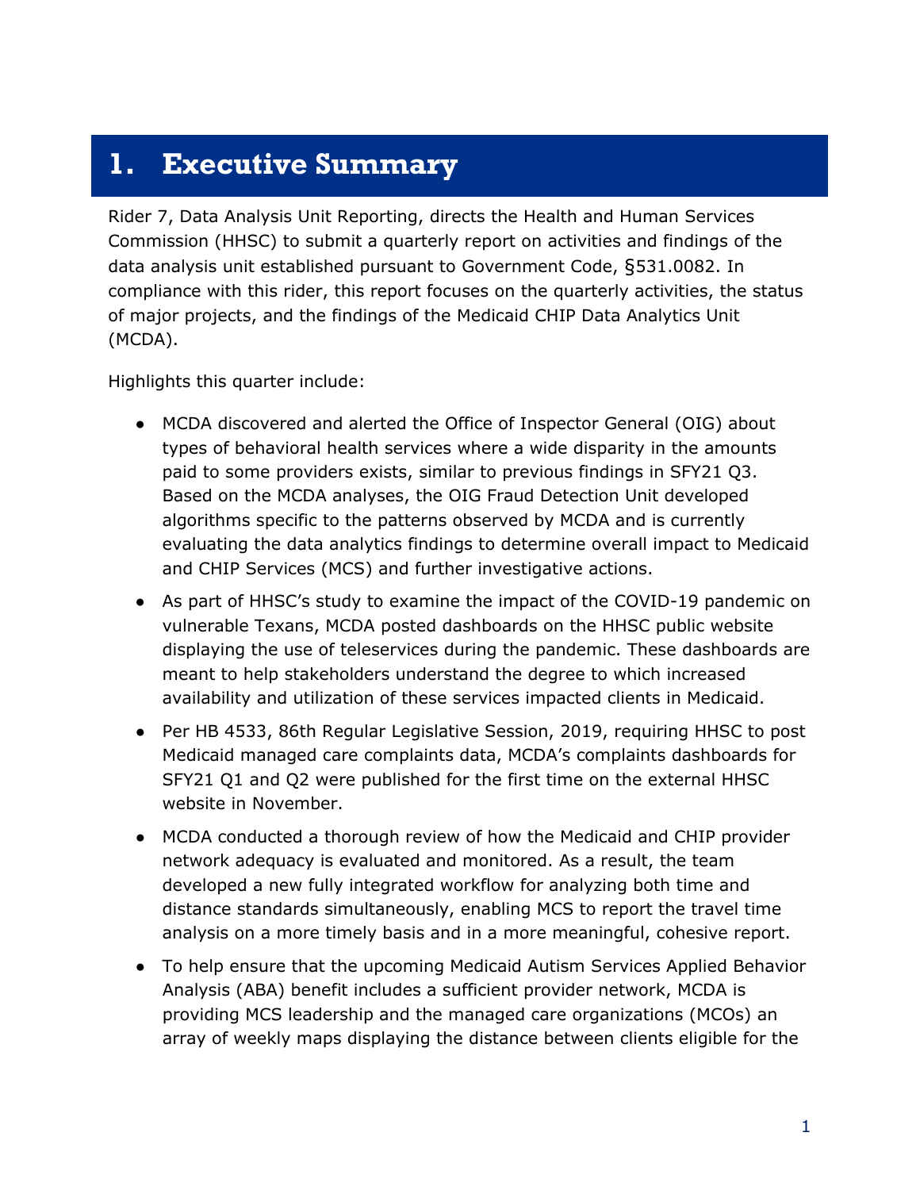# 1. Executive Summary

Rider 7, Data Analysis Unit Reporting, directs the Health and Human Services Commission (HHSC) to submit a quarterly report on activities and findings of the data analysis unit established pursuant to Government Code, §531.0082. In compliance with this rider, this report focuses on the quarterly activities, the status of major projects, and the findings of the Medicaid CHIP Data Analytics Unit (MCDA).

Highlights this quarter include:

- MCDA discovered and alerted the Office of Inspector General (OIG) about types of behavioral health services where a wide disparity in the amounts paid to some providers exists, similar to previous findings in SFY21 Q3. Based on the MCDA analyses, the OIG Fraud Detection Unit developed algorithms specific to the patterns observed by MCDA and is currently evaluating the data analytics findings to determine overall impact to Medicaid and CHIP Services (MCS) and further investigative actions.
- As part of HHSC's study to examine the impact of the COVID-19 pandemic on vulnerable Texans, MCDA posted dashboards on the HHSC public website displaying the use of teleservices during the pandemic. These dashboards are meant to help stakeholders understand the degree to which increased availability and utilization of these services impacted clients in Medicaid.
- Per HB 4533, 86th Regular Legislative Session, 2019, requiring HHSC to post Medicaid managed care complaints data, MCDA's complaints dashboards for SFY21 Q1 and Q2 were published for the first time on the external HHSC website in November.
- MCDA conducted a thorough review of how the Medicaid and CHIP provider network adequacy is evaluated and monitored. As a result, the team developed a new fully integrated workflow for analyzing both time and distance standards simultaneously, enabling MCS to report the travel time analysis on a more timely basis and in a more meaningful, cohesive report.
- To help ensure that the upcoming Medicaid Autism Services Applied Behavior Analysis (ABA) benefit includes a sufficient provider network, MCDA is providing MCS leadership and the managed care organizations (MCOs) an array of weekly maps displaying the distance between clients eligible for the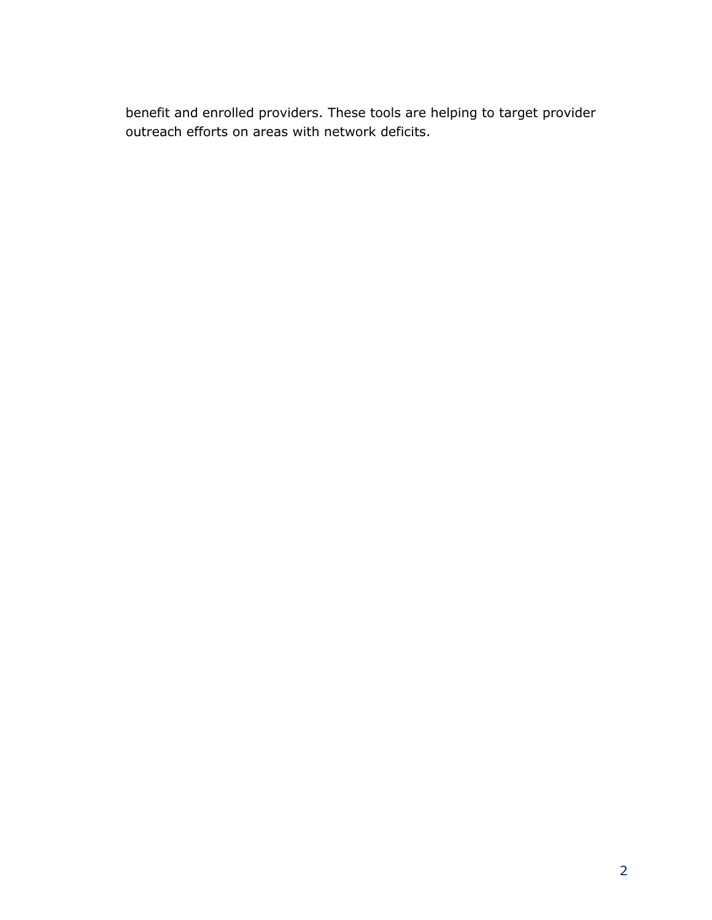benefit and enrolled providers. These tools are helping to target provider outreach efforts on areas with network deficits.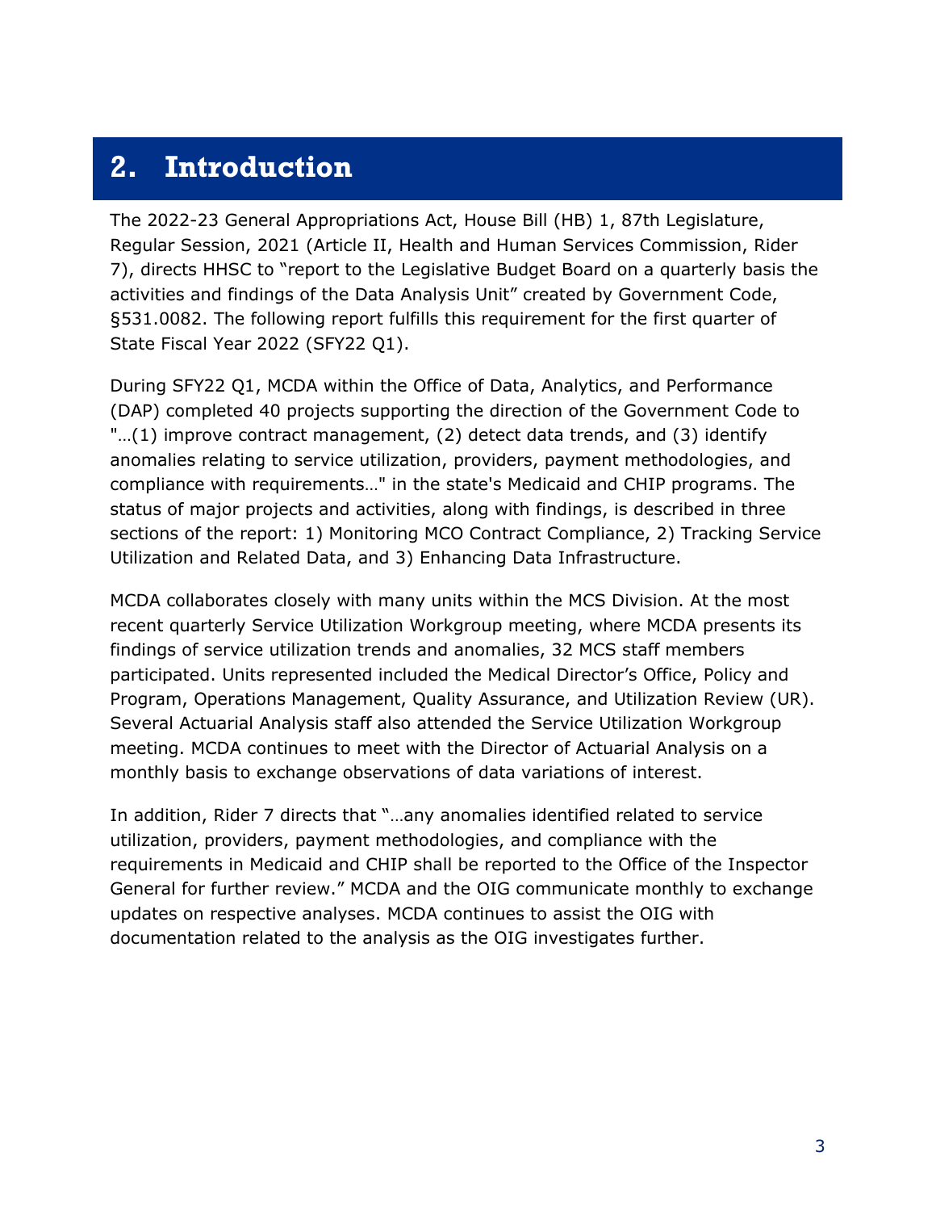# 2. Introduction

The 2022-23 General Appropriations Act, House Bill (HB) 1, 87th Legislature, Regular Session, 2021 (Article II, Health and Human Services Commission, Rider 7), directs HHSC to "report to the Legislative Budget Board on a quarterly basis the activities and findings of the Data Analysis Unit" created by Government Code, §531.0082. The following report fulfills this requirement for the first quarter of State Fiscal Year 2022 (SFY22 Q1).

During SFY22 Q1, MCDA within the Office of Data, Analytics, and Performance (DAP) completed 40 projects supporting the direction of the Government Code to "…(1) improve contract management, (2) detect data trends, and (3) identify anomalies relating to service utilization, providers, payment methodologies, and compliance with requirements…" in the state's Medicaid and CHIP programs. The status of major projects and activities, along with findings, is described in three sections of the report: 1) Monitoring MCO Contract Compliance, 2) Tracking Service Utilization and Related Data, and 3) Enhancing Data Infrastructure.

MCDA collaborates closely with many units within the MCS Division. At the most recent quarterly Service Utilization Workgroup meeting, where MCDA presents its findings of service utilization trends and anomalies, 32 MCS staff members participated. Units represented included the Medical Director's Office, Policy and Program, Operations Management, Quality Assurance, and Utilization Review (UR). Several Actuarial Analysis staff also attended the Service Utilization Workgroup meeting. MCDA continues to meet with the Director of Actuarial Analysis on a monthly basis to exchange observations of data variations of interest.

In addition, Rider 7 directs that "…any anomalies identified related to service utilization, providers, payment methodologies, and compliance with the requirements in Medicaid and CHIP shall be reported to the Office of the Inspector General for further review." MCDA and the OIG communicate monthly to exchange updates on respective analyses. MCDA continues to assist the OIG with documentation related to the analysis as the OIG investigates further.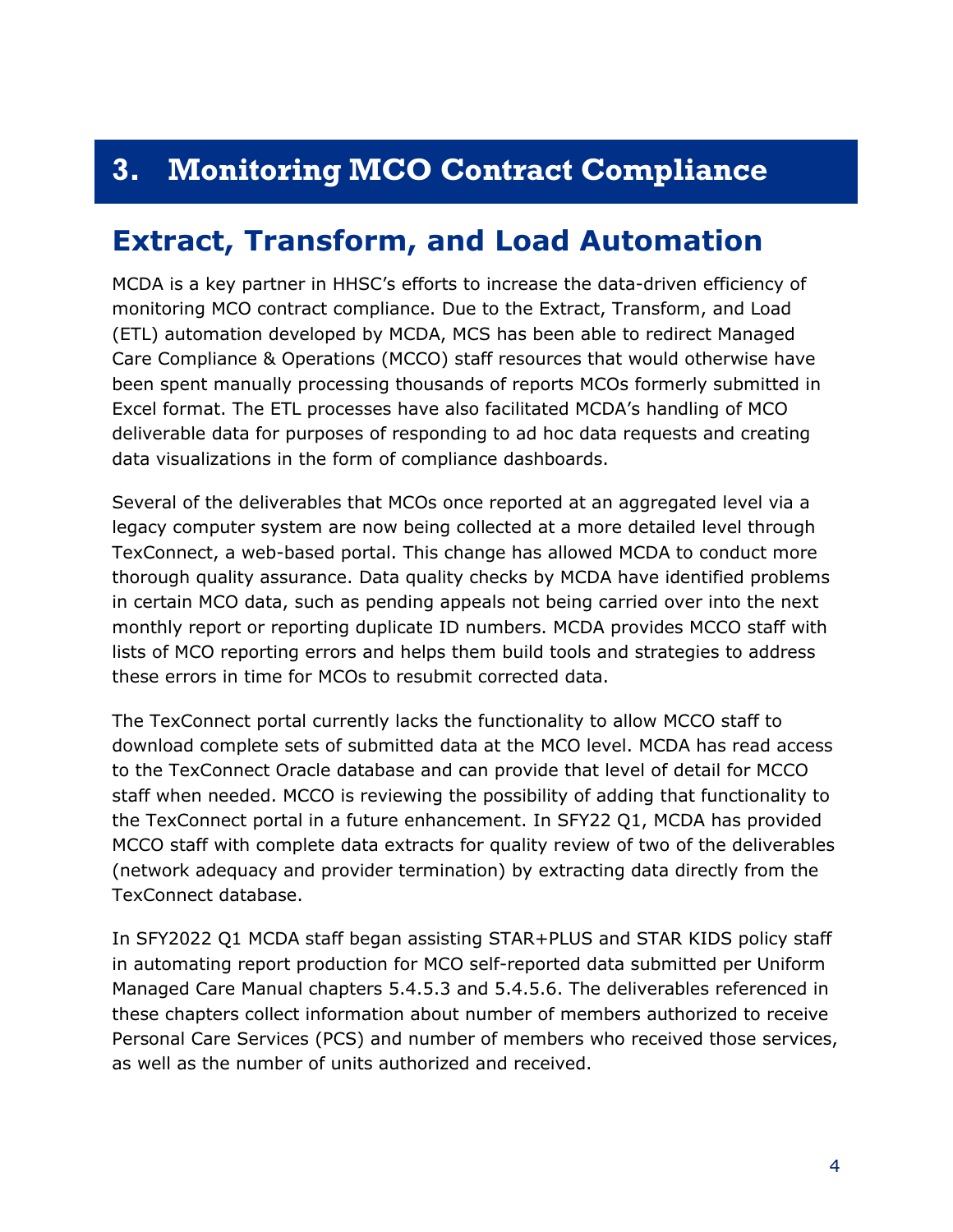# 3. Monitoring MCO Contract Compliance

## Extract, Transform, and Load Automation

MCDA is a key partner in HHSC's efforts to increase the data-driven efficiency of monitoring MCO contract compliance. Due to the Extract, Transform, and Load (ETL) automation developed by MCDA, MCS has been able to redirect Managed Care Compliance & Operations (MCCO) staff resources that would otherwise have been spent manually processing thousands of reports MCOs formerly submitted in Excel format. The ETL processes have also facilitated MCDA's handling of MCO deliverable data for purposes of responding to ad hoc data requests and creating data visualizations in the form of compliance dashboards.

Several of the deliverables that MCOs once reported at an aggregated level via a legacy computer system are now being collected at a more detailed level through TexConnect, a web-based portal. This change has allowed MCDA to conduct more thorough quality assurance. Data quality checks by MCDA have identified problems in certain MCO data, such as pending appeals not being carried over into the next monthly report or reporting duplicate ID numbers. MCDA provides MCCO staff with lists of MCO reporting errors and helps them build tools and strategies to address these errors in time for MCOs to resubmit corrected data.

The TexConnect portal currently lacks the functionality to allow MCCO staff to download complete sets of submitted data at the MCO level. MCDA has read access to the TexConnect Oracle database and can provide that level of detail for MCCO staff when needed. MCCO is reviewing the possibility of adding that functionality to the TexConnect portal in a future enhancement. In SFY22 Q1, MCDA has provided MCCO staff with complete data extracts for quality review of two of the deliverables (network adequacy and provider termination) by extracting data directly from the TexConnect database.

In SFY2022 Q1 MCDA staff began assisting STAR+PLUS and STAR KIDS policy staff in automating report production for MCO self-reported data submitted per Uniform Managed Care Manual chapters 5.4.5.3 and 5.4.5.6. The deliverables referenced in these chapters collect information about number of members authorized to receive Personal Care Services (PCS) and number of members who received those services, as well as the number of units authorized and received.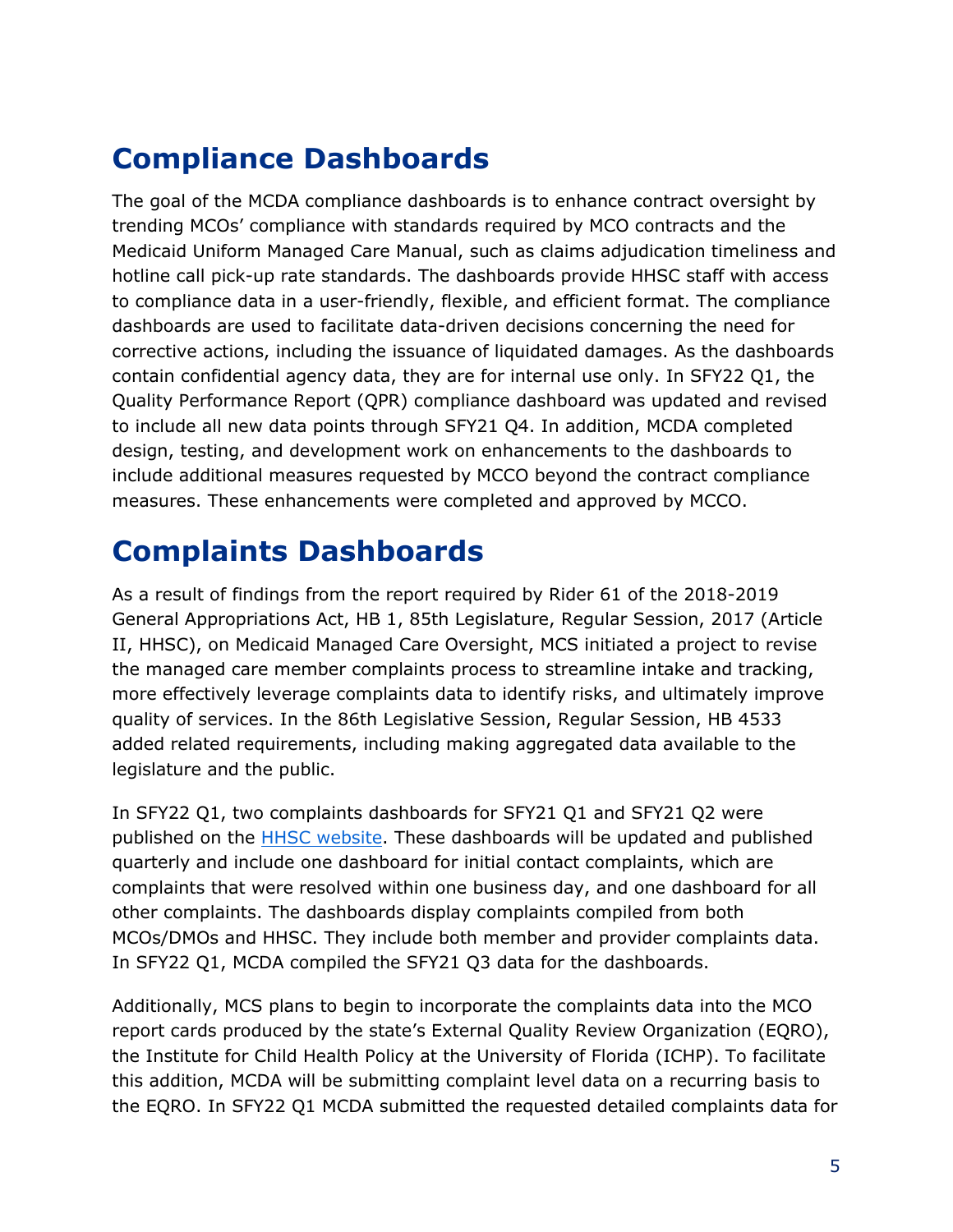## Compliance Dashboards

The goal of the MCDA compliance dashboards is to enhance contract oversight by trending MCOs' compliance with standards required by MCO contracts and the Medicaid Uniform Managed Care Manual, such as claims adjudication timeliness and hotline call pick-up rate standards. The dashboards provide HHSC staff with access to compliance data in a user-friendly, flexible, and efficient format. The compliance dashboards are used to facilitate data-driven decisions concerning the need for corrective actions, including the issuance of liquidated damages. As the dashboards contain confidential agency data, they are for internal use only. In SFY22 Q1, the Quality Performance Report (QPR) compliance dashboard was updated and revised to include all new data points through SFY21 Q4. In addition, MCDA completed design, testing, and development work on enhancements to the dashboards to include additional measures requested by MCCO beyond the contract compliance measures. These enhancements were completed and approved by MCCO.

## Complaints Dashboards

As a result of findings from the report required by Rider 61 of the 2018-2019 General Appropriations Act, HB 1, 85th Legislature, Regular Session, 2017 (Article II, HHSC), on Medicaid Managed Care Oversight, MCS initiated a project to revise the managed care member complaints process to streamline intake and tracking, more effectively leverage complaints data to identify risks, and ultimately improve quality of services. In the 86th Legislative Session, Regular Session, HB 4533 added related requirements, including making aggregated data available to the legislature and the public.

In SFY22 Q1, two complaints dashboards for SFY21 Q1 and SFY21 Q2 were published on the HHSC website. These dashboards will be updated and published quarterly and include one dashboard for initial contact complaints, which are complaints that were resolved within one business day, and one dashboard for all other complaints. The dashboards display complaints compiled from both MCOs/DMOs and HHSC. They include both member and provider complaints data. In SFY22 Q1, MCDA compiled the SFY21 Q3 data for the dashboards.

Additionally, MCS plans to begin to incorporate the complaints data into the MCO report cards produced by the state's External Quality Review Organization (EQRO), the Institute for Child Health Policy at the University of Florida (ICHP). To facilitate this addition, MCDA will be submitting complaint level data on a recurring basis to the EQRO. In SFY22 Q1 MCDA submitted the requested detailed complaints data for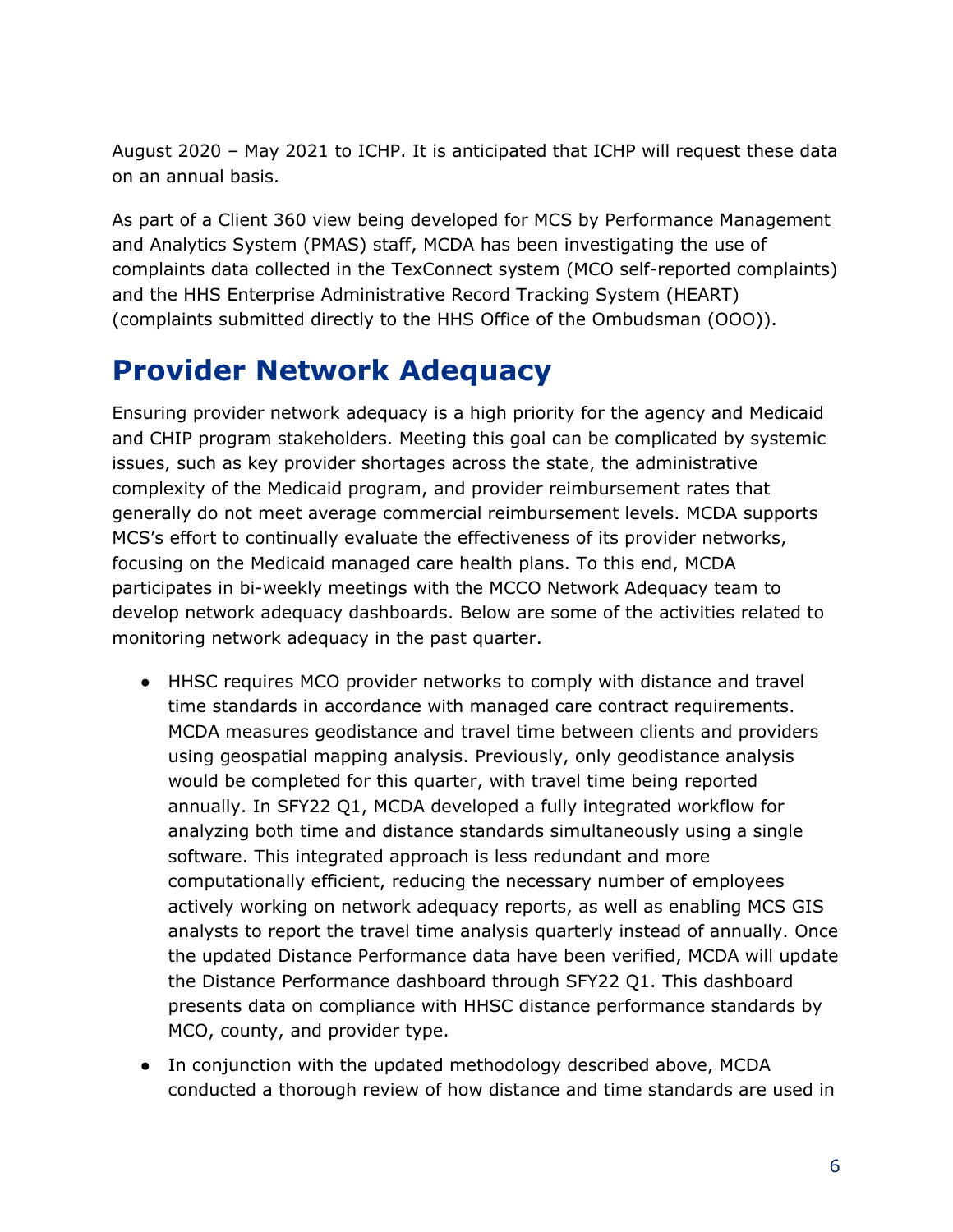August 2020 – May 2021 to ICHP. It is anticipated that ICHP will request these data on an annual basis.

As part of a Client 360 view being developed for MCS by Performance Management and Analytics System (PMAS) staff, MCDA has been investigating the use of complaints data collected in the TexConnect system (MCO self-reported complaints) and the HHS Enterprise Administrative Record Tracking System (HEART) (complaints submitted directly to the HHS Office of the Ombudsman (OOO)).

# Provider Network Adequacy

Ensuring provider network adequacy is a high priority for the agency and Medicaid and CHIP program stakeholders. Meeting this goal can be complicated by systemic issues, such as key provider shortages across the state, the administrative complexity of the Medicaid program, and provider reimbursement rates that generally do not meet average commercial reimbursement levels. MCDA supports MCS's effort to continually evaluate the effectiveness of its provider networks, focusing on the Medicaid managed care health plans. To this end, MCDA participates in bi-weekly meetings with the MCCO Network Adequacy team to develop network adequacy dashboards. Below are some of the activities related to monitoring network adequacy in the past quarter.

- HHSC requires MCO provider networks to comply with distance and travel time standards in accordance with managed care contract requirements. MCDA measures geodistance and travel time between clients and providers using geospatial mapping analysis. Previously, only geodistance analysis would be completed for this quarter, with travel time being reported annually. In SFY22 Q1, MCDA developed a fully integrated workflow for analyzing both time and distance standards simultaneously using a single software. This integrated approach is less redundant and more computationally efficient, reducing the necessary number of employees actively working on network adequacy reports, as well as enabling MCS GIS analysts to report the travel time analysis quarterly instead of annually. Once the updated Distance Performance data have been verified, MCDA will update the Distance Performance dashboard through SFY22 Q1. This dashboard presents data on compliance with HHSC distance performance standards by MCO, county, and provider type.
- In conjunction with the updated methodology described above, MCDA conducted a thorough review of how distance and time standards are used in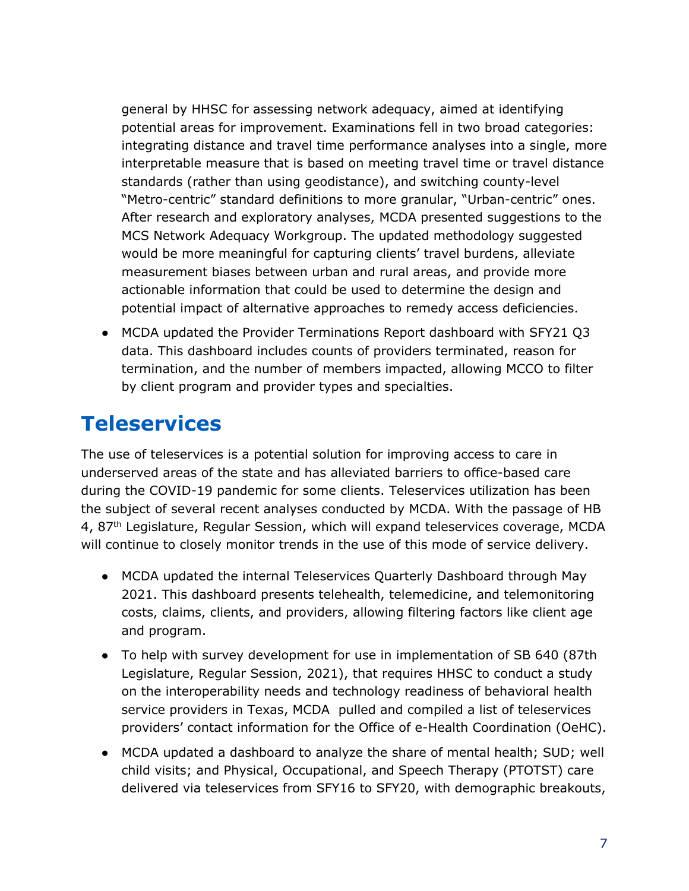general by HHSC for assessing network adequacy, aimed at identifying potential areas for improvement. Examinations fell in two broad categories: integrating distance and travel time performance analyses into a single, more interpretable measure that is based on meeting travel time or travel distance standards (rather than using geodistance), and switching county-level "Metro-centric" standard definitions to more granular, "Urban-centric" ones. After research and exploratory analyses, MCDA presented suggestions to the MCS Network Adequacy Workgroup. The updated methodology suggested would be more meaningful for capturing clients' travel burdens, alleviate measurement biases between urban and rural areas, and provide more actionable information that could be used to determine the design and potential impact of alternative approaches to remedy access deficiencies.

- MCDA updated the Provider Terminations Report dashboard with SFY21 Q3 data. This dashboard includes counts of providers terminated, reason for termination, and the number of members impacted, allowing MCCO to filter by client program and provider types and specialties.

# Teleservices

The use of teleservices is a potential solution for improving access to care in underserved areas of the state and has alleviated barriers to office-based care during the COVID-19 pandemic for some clients. Teleservices utilization has been the subject of several recent analyses conducted by MCDA. With the passage of HB 4, 87th Legislature, Regular Session, which will expand teleservices coverage, MCDA will continue to closely monitor trends in the use of this mode of service delivery.

- MCDA updated the internal Teleservices Quarterly Dashboard through May 2021. This dashboard presents telehealth, telemedicine, and telemonitoring costs, claims, clients, and providers, allowing filtering factors like client age and program.
- To help with survey development for use in implementation of SB 640 (87th Legislature, Regular Session, 2021), that requires HHSC to conduct a study on the interoperability needs and technology readiness of behavioral health service providers in Texas, MCDA pulled and compiled a list of teleservices providers' contact information for the Office of e-Health Coordination (OeHC).
- MCDA updated a dashboard to analyze the share of mental health; SUD; well child visits; and Physical, Occupational, and Speech Therapy (PTOTST) care delivered via teleservices from SFY16 to SFY20, with demographic breakouts,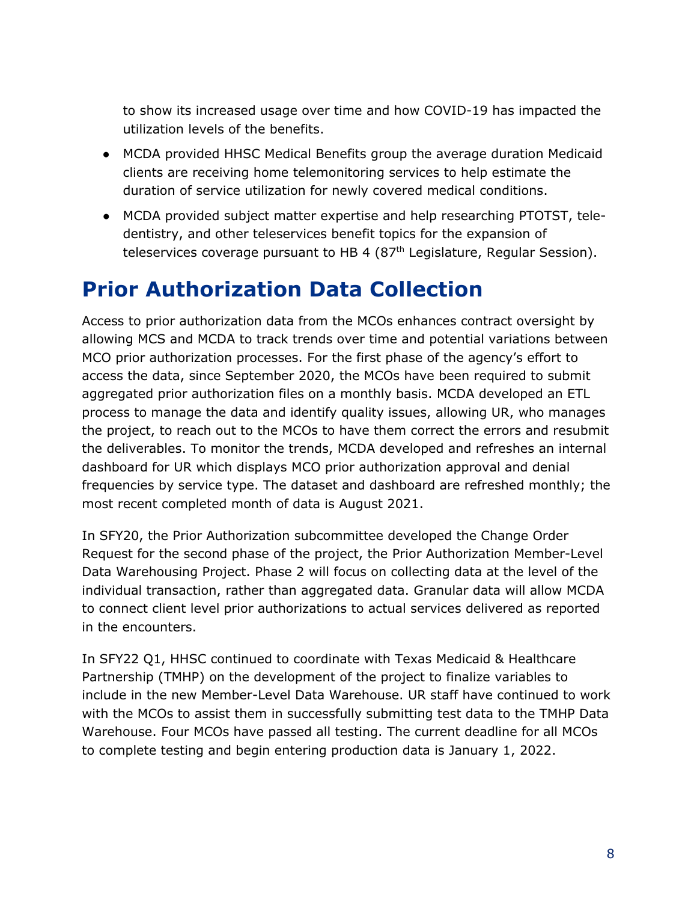to show its increased usage over time and how COVID-19 has impacted the utilization levels of the benefits.

- MCDA provided HHSC Medical Benefits group the average duration Medicaid clients are receiving home telemonitoring services to help estimate the duration of service utilization for newly covered medical conditions.
- MCDA provided subject matter expertise and help researching PTOTST, tele-dentistry, and other teleservices benefit topics for the expansion of teleservices coverage pursuant to HB 4 (87th Legislature, Regular Session).

# Prior Authorization Data Collection

Access to prior authorization data from the MCOs enhances contract oversight by allowing MCS and MCDA to track trends over time and potential variations between MCO prior authorization processes. For the first phase of the agency's effort to access the data, since September 2020, the MCOs have been required to submit aggregated prior authorization files on a monthly basis. MCDA developed an ETL process to manage the data and identify quality issues, allowing UR, who manages the project, to reach out to the MCOs to have them correct the errors and resubmit the deliverables. To monitor the trends, MCDA developed and refreshes an internal dashboard for UR which displays MCO prior authorization approval and denial frequencies by service type. The dataset and dashboard are refreshed monthly; the most recent completed month of data is August 2021.

In SFY20, the Prior Authorization subcommittee developed the Change Order Request for the second phase of the project, the Prior Authorization Member-Level Data Warehousing Project. Phase 2 will focus on collecting data at the level of the individual transaction, rather than aggregated data. Granular data will allow MCDA to connect client level prior authorizations to actual services delivered as reported in the encounters.

In SFY22 Q1, HHSC continued to coordinate with Texas Medicaid & Healthcare Partnership (TMHP) on the development of the project to finalize variables to include in the new Member-Level Data Warehouse. UR staff have continued to work with the MCOs to assist them in successfully submitting test data to the TMHP Data Warehouse. Four MCOs have passed all testing. The current deadline for all MCOs to complete testing and begin entering production data is January 1, 2022.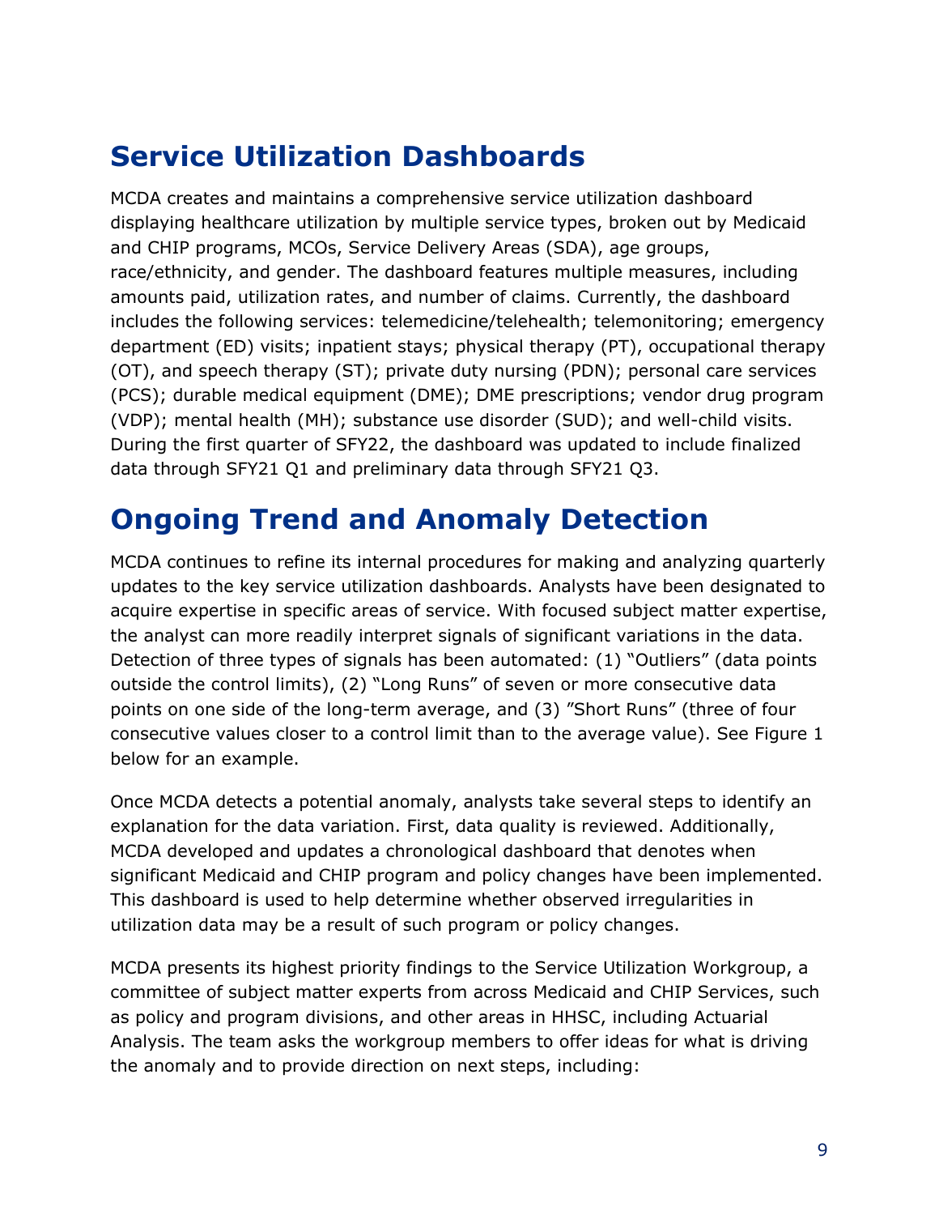## Service Utilization Dashboards

MCDA creates and maintains a comprehensive service utilization dashboard displaying healthcare utilization by multiple service types, broken out by Medicaid and CHIP programs, MCOs, Service Delivery Areas (SDA), age groups, race/ethnicity, and gender. The dashboard features multiple measures, including amounts paid, utilization rates, and number of claims. Currently, the dashboard includes the following services: telemedicine/telehealth; telemonitoring; emergency department (ED) visits; inpatient stays; physical therapy (PT), occupational therapy (OT), and speech therapy (ST); private duty nursing (PDN); personal care services (PCS); durable medical equipment (DME); DME prescriptions; vendor drug program (VDP); mental health (MH); substance use disorder (SUD); and well-child visits. During the first quarter of SFY22, the dashboard was updated to include finalized data through SFY21 Q1 and preliminary data through SFY21 Q3.

## Ongoing Trend and Anomaly Detection

MCDA continues to refine its internal procedures for making and analyzing quarterly updates to the key service utilization dashboards. Analysts have been designated to acquire expertise in specific areas of service. With focused subject matter expertise, the analyst can more readily interpret signals of significant variations in the data. Detection of three types of signals has been automated: (1) "Outliers" (data points outside the control limits), (2) "Long Runs" of seven or more consecutive data points on one side of the long-term average, and (3) "Short Runs" (three of four consecutive values closer to a control limit than to the average value). See Figure 1 below for an example.

Once MCDA detects a potential anomaly, analysts take several steps to identify an explanation for the data variation. First, data quality is reviewed. Additionally, MCDA developed and updates a chronological dashboard that denotes when significant Medicaid and CHIP program and policy changes have been implemented. This dashboard is used to help determine whether observed irregularities in utilization data may be a result of such program or policy changes.

MCDA presents its highest priority findings to the Service Utilization Workgroup, a committee of subject matter experts from across Medicaid and CHIP Services, such as policy and program divisions, and other areas in HHSC, including Actuarial Analysis. The team asks the workgroup members to offer ideas for what is driving the anomaly and to provide direction on next steps, including: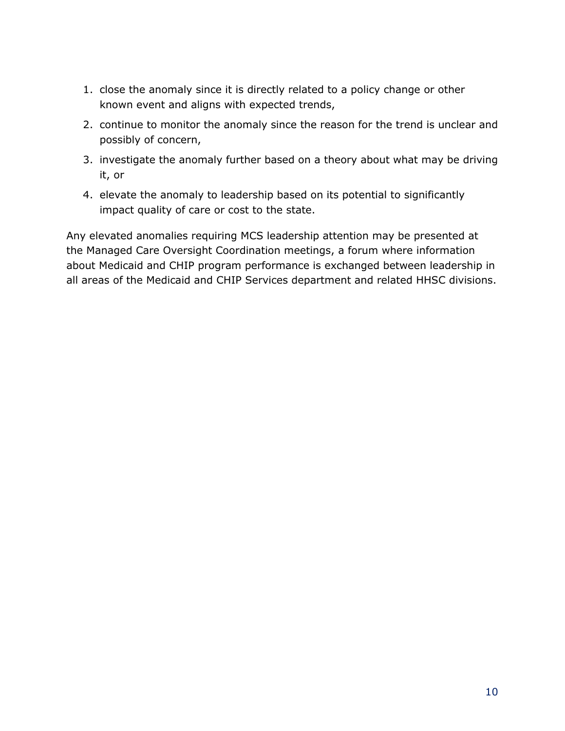1. close the anomaly since it is directly related to a policy change or other known event and aligns with expected trends,
2. continue to monitor the anomaly since the reason for the trend is unclear and possibly of concern,
3. investigate the anomaly further based on a theory about what may be driving it, or
4. elevate the anomaly to leadership based on its potential to significantly impact quality of care or cost to the state.

Any elevated anomalies requiring MCS leadership attention may be presented at the Managed Care Oversight Coordination meetings, a forum where information about Medicaid and CHIP program performance is exchanged between leadership in all areas of the Medicaid and CHIP Services department and related HHSC divisions.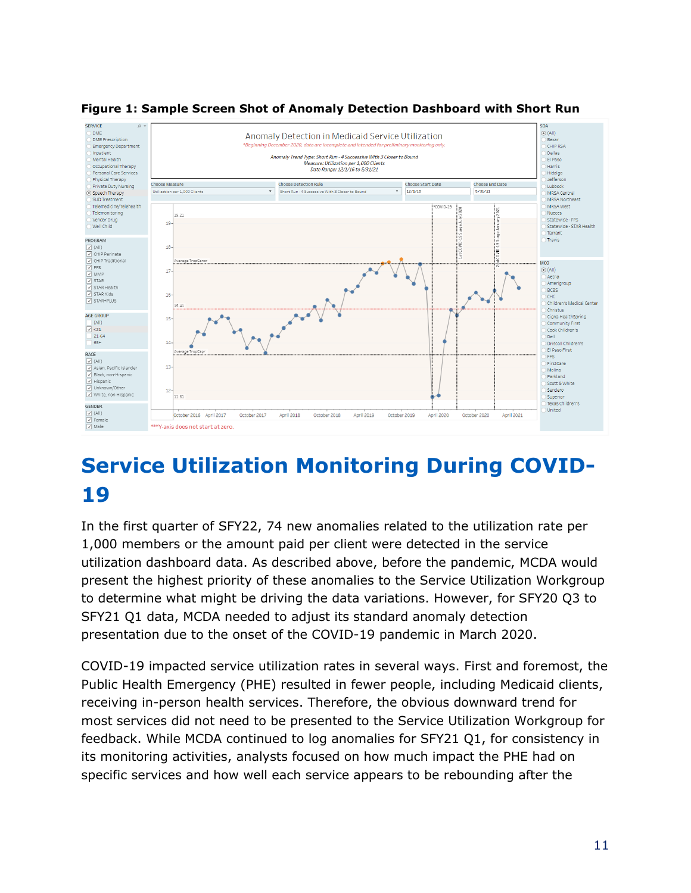**Figure 1: Sample Screen Shot of Anomaly Detection Dashboard with Short Run**

## Service Utilization Monitoring During COVID-19

In the first quarter of SFY22, 74 new anomalies related to the utilization rate per 1,000 members or the amount paid per client were detected in the service utilization dashboard data. As described above, before the pandemic, MCDA would present the highest priority of these anomalies to the Service Utilization Workgroup to determine what might be driving the data variations. However, for SFY20 Q3 to SFY21 Q1 data, MCDA needed to adjust its standard anomaly detection presentation due to the onset of the COVID-19 pandemic in March 2020.

COVID-19 impacted service utilization rates in several ways. First and foremost, the Public Health Emergency (PHE) resulted in fewer people, including Medicaid clients, receiving in-person health services. Therefore, the obvious downward trend for most services did not need to be presented to the Service Utilization Workgroup for feedback. While MCDA continued to log anomalies for SFY21 Q1, for consistency in its monitoring activities, analysts focused on how much impact the PHE had on specific services and how well each service appears to be rebounding after the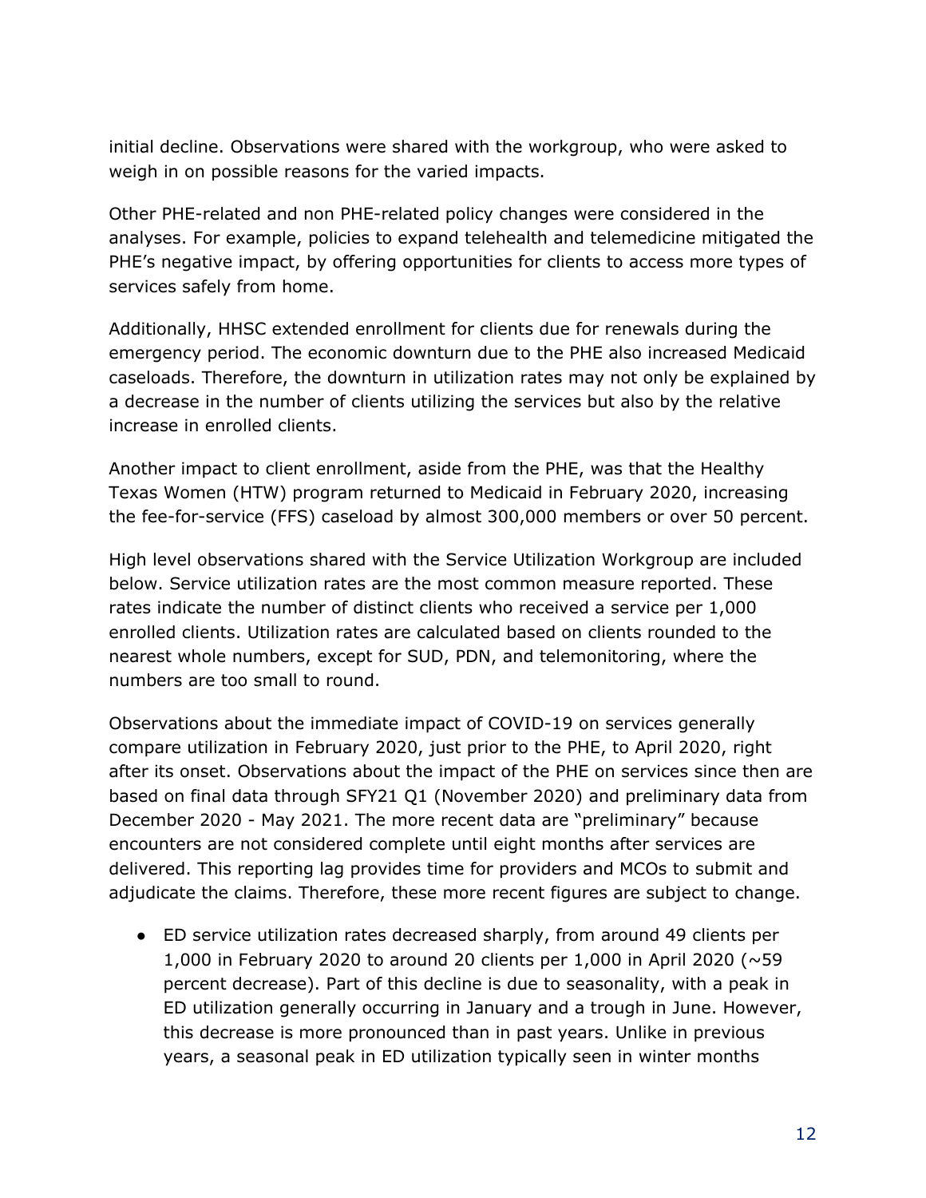initial decline. Observations were shared with the workgroup, who were asked to weigh in on possible reasons for the varied impacts.

Other PHE-related and non PHE-related policy changes were considered in the analyses. For example, policies to expand telehealth and telemedicine mitigated the PHE's negative impact, by offering opportunities for clients to access more types of services safely from home.

Additionally, HHSC extended enrollment for clients due for renewals during the emergency period. The economic downturn due to the PHE also increased Medicaid caseloads. Therefore, the downturn in utilization rates may not only be explained by a decrease in the number of clients utilizing the services but also by the relative increase in enrolled clients.

Another impact to client enrollment, aside from the PHE, was that the Healthy Texas Women (HTW) program returned to Medicaid in February 2020, increasing the fee-for-service (FFS) caseload by almost 300,000 members or over 50 percent.

High level observations shared with the Service Utilization Workgroup are included below. Service utilization rates are the most common measure reported. These rates indicate the number of distinct clients who received a service per 1,000 enrolled clients. Utilization rates are calculated based on clients rounded to the nearest whole numbers, except for SUD, PDN, and telemonitoring, where the numbers are too small to round.

Observations about the immediate impact of COVID-19 on services generally compare utilization in February 2020, just prior to the PHE, to April 2020, right after its onset. Observations about the impact of the PHE on services since then are based on final data through SFY21 Q1 (November 2020) and preliminary data from December 2020 - May 2021. The more recent data are "preliminary" because encounters are not considered complete until eight months after services are delivered. This reporting lag provides time for providers and MCOs to submit and adjudicate the claims. Therefore, these more recent figures are subject to change.

- ED service utilization rates decreased sharply, from around 49 clients per 1,000 in February 2020 to around 20 clients per 1,000 in April 2020 (~59 percent decrease). Part of this decline is due to seasonality, with a peak in ED utilization generally occurring in January and a trough in June. However, this decrease is more pronounced than in past years. Unlike in previous years, a seasonal peak in ED utilization typically seen in winter months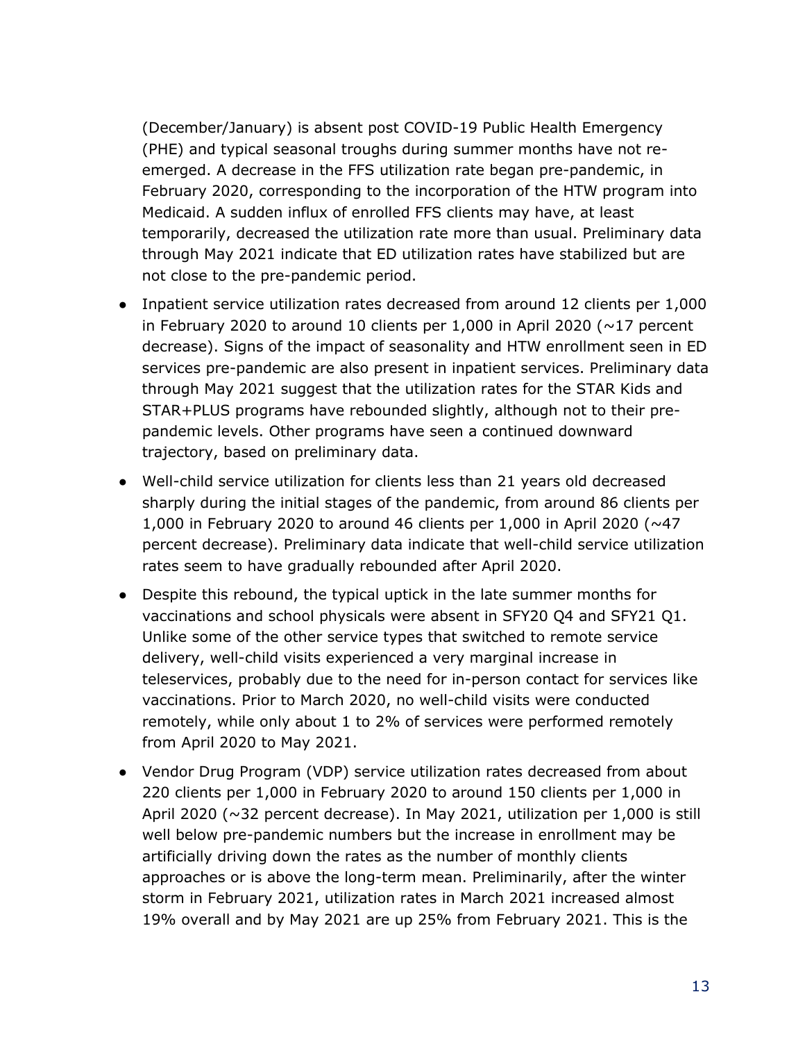(December/January) is absent post COVID-19 Public Health Emergency (PHE) and typical seasonal troughs during summer months have not re-emerged. A decrease in the FFS utilization rate began pre-pandemic, in February 2020, corresponding to the incorporation of the HTW program into Medicaid. A sudden influx of enrolled FFS clients may have, at least temporarily, decreased the utilization rate more than usual. Preliminary data through May 2021 indicate that ED utilization rates have stabilized but are not close to the pre-pandemic period.

- Inpatient service utilization rates decreased from around 12 clients per 1,000 in February 2020 to around 10 clients per 1,000 in April 2020 (~17 percent decrease). Signs of the impact of seasonality and HTW enrollment seen in ED services pre-pandemic are also present in inpatient services. Preliminary data through May 2021 suggest that the utilization rates for the STAR Kids and STAR+PLUS programs have rebounded slightly, although not to their pre-pandemic levels. Other programs have seen a continued downward trajectory, based on preliminary data.
- Well-child service utilization for clients less than 21 years old decreased sharply during the initial stages of the pandemic, from around 86 clients per 1,000 in February 2020 to around 46 clients per 1,000 in April 2020 (~47 percent decrease). Preliminary data indicate that well-child service utilization rates seem to have gradually rebounded after April 2020.
- Despite this rebound, the typical uptick in the late summer months for vaccinations and school physicals were absent in SFY20 Q4 and SFY21 Q1. Unlike some of the other service types that switched to remote service delivery, well-child visits experienced a very marginal increase in teleservices, probably due to the need for in-person contact for services like vaccinations. Prior to March 2020, no well-child visits were conducted remotely, while only about 1 to 2% of services were performed remotely from April 2020 to May 2021.
- Vendor Drug Program (VDP) service utilization rates decreased from about 220 clients per 1,000 in February 2020 to around 150 clients per 1,000 in April 2020 (~32 percent decrease). In May 2021, utilization per 1,000 is still well below pre-pandemic numbers but the increase in enrollment may be artificially driving down the rates as the number of monthly clients approaches or is above the long-term mean. Preliminarily, after the winter storm in February 2021, utilization rates in March 2021 increased almost 19% overall and by May 2021 are up 25% from February 2021. This is the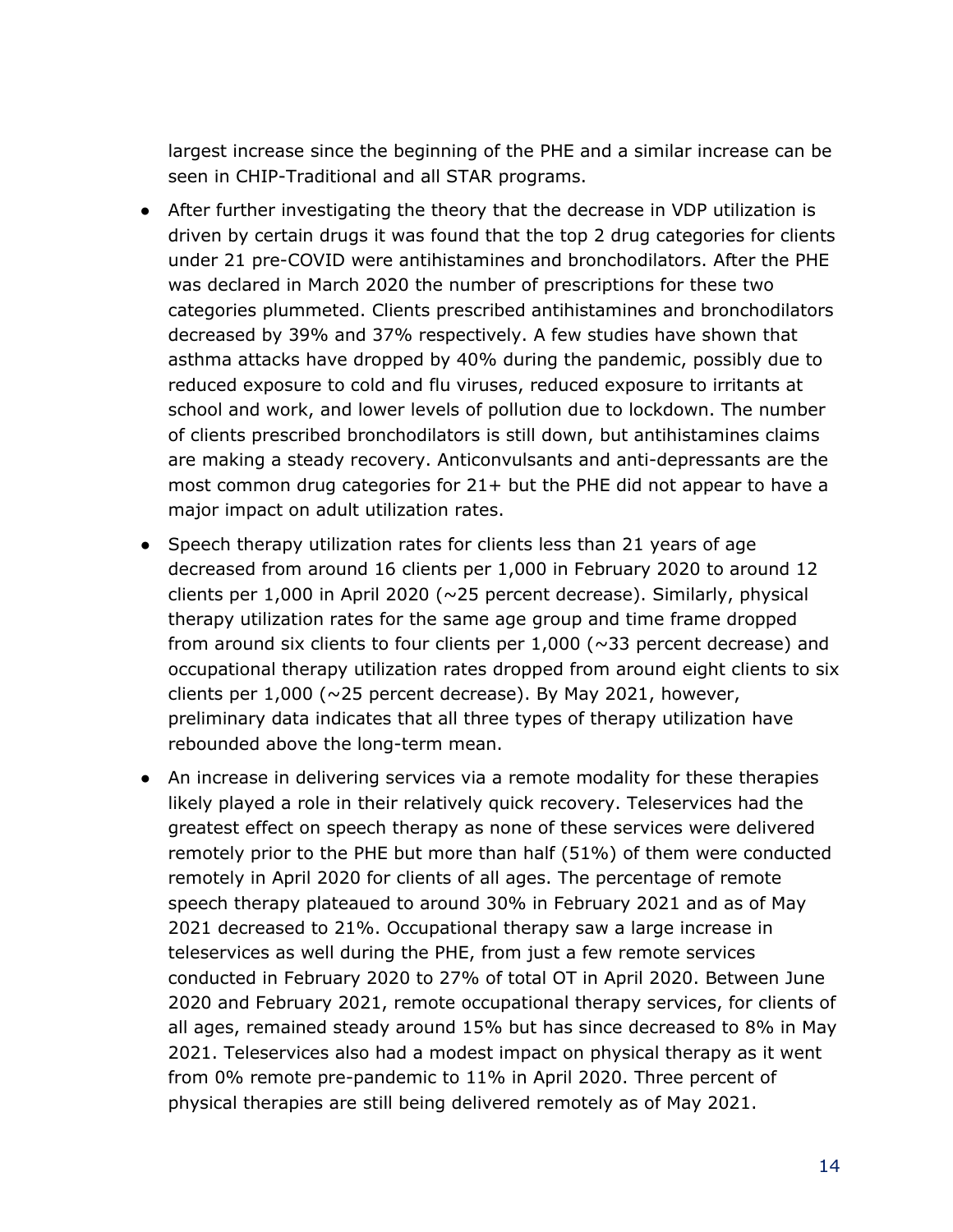largest increase since the beginning of the PHE and a similar increase can be seen in CHIP-Traditional and all STAR programs.

- After further investigating the theory that the decrease in VDP utilization is driven by certain drugs it was found that the top 2 drug categories for clients under 21 pre-COVID were antihistamines and bronchodilators. After the PHE was declared in March 2020 the number of prescriptions for these two categories plummeted. Clients prescribed antihistamines and bronchodilators decreased by 39% and 37% respectively. A few studies have shown that asthma attacks have dropped by 40% during the pandemic, possibly due to reduced exposure to cold and flu viruses, reduced exposure to irritants at school and work, and lower levels of pollution due to lockdown. The number of clients prescribed bronchodilators is still down, but antihistamines claims are making a steady recovery. Anticonvulsants and anti-depressants are the most common drug categories for 21+ but the PHE did not appear to have a major impact on adult utilization rates.
- Speech therapy utilization rates for clients less than 21 years of age decreased from around 16 clients per 1,000 in February 2020 to around 12 clients per 1,000 in April 2020 (~25 percent decrease). Similarly, physical therapy utilization rates for the same age group and time frame dropped from around six clients to four clients per 1,000 (~33 percent decrease) and occupational therapy utilization rates dropped from around eight clients to six clients per 1,000 (~25 percent decrease). By May 2021, however, preliminary data indicates that all three types of therapy utilization have rebounded above the long-term mean.
- An increase in delivering services via a remote modality for these therapies likely played a role in their relatively quick recovery. Teleservices had the greatest effect on speech therapy as none of these services were delivered remotely prior to the PHE but more than half (51%) of them were conducted remotely in April 2020 for clients of all ages. The percentage of remote speech therapy plateaued to around 30% in February 2021 and as of May 2021 decreased to 21%. Occupational therapy saw a large increase in teleservices as well during the PHE, from just a few remote services conducted in February 2020 to 27% of total OT in April 2020. Between June 2020 and February 2021, remote occupational therapy services, for clients of all ages, remained steady around 15% but has since decreased to 8% in May 2021. Teleservices also had a modest impact on physical therapy as it went from 0% remote pre-pandemic to 11% in April 2020. Three percent of physical therapies are still being delivered remotely as of May 2021.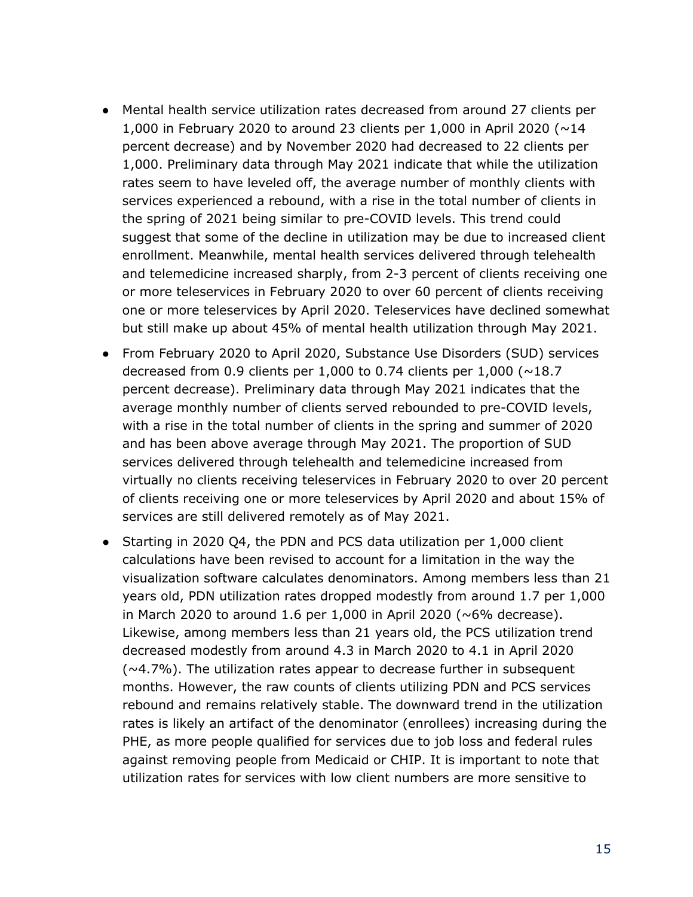- Mental health service utilization rates decreased from around 27 clients per 1,000 in February 2020 to around 23 clients per 1,000 in April 2020 (~14 percent decrease) and by November 2020 had decreased to 22 clients per 1,000. Preliminary data through May 2021 indicate that while the utilization rates seem to have leveled off, the average number of monthly clients with services experienced a rebound, with a rise in the total number of clients in the spring of 2021 being similar to pre-COVID levels. This trend could suggest that some of the decline in utilization may be due to increased client enrollment. Meanwhile, mental health services delivered through telehealth and telemedicine increased sharply, from 2-3 percent of clients receiving one or more teleservices in February 2020 to over 60 percent of clients receiving one or more teleservices by April 2020. Teleservices have declined somewhat but still make up about 45% of mental health utilization through May 2021.
- From February 2020 to April 2020, Substance Use Disorders (SUD) services decreased from 0.9 clients per 1,000 to 0.74 clients per 1,000 (~18.7 percent decrease). Preliminary data through May 2021 indicates that the average monthly number of clients served rebounded to pre-COVID levels, with a rise in the total number of clients in the spring and summer of 2020 and has been above average through May 2021. The proportion of SUD services delivered through telehealth and telemedicine increased from virtually no clients receiving teleservices in February 2020 to over 20 percent of clients receiving one or more teleservices by April 2020 and about 15% of services are still delivered remotely as of May 2021.
- Starting in 2020 Q4, the PDN and PCS data utilization per 1,000 client calculations have been revised to account for a limitation in the way the visualization software calculates denominators. Among members less than 21 years old, PDN utilization rates dropped modestly from around 1.7 per 1,000 in March 2020 to around 1.6 per 1,000 in April 2020 (~6% decrease). Likewise, among members less than 21 years old, the PCS utilization trend decreased modestly from around 4.3 in March 2020 to 4.1 in April 2020 (~4.7%). The utilization rates appear to decrease further in subsequent months. However, the raw counts of clients utilizing PDN and PCS services rebound and remains relatively stable. The downward trend in the utilization rates is likely an artifact of the denominator (enrollees) increasing during the PHE, as more people qualified for services due to job loss and federal rules against removing people from Medicaid or CHIP. It is important to note that utilization rates for services with low client numbers are more sensitive to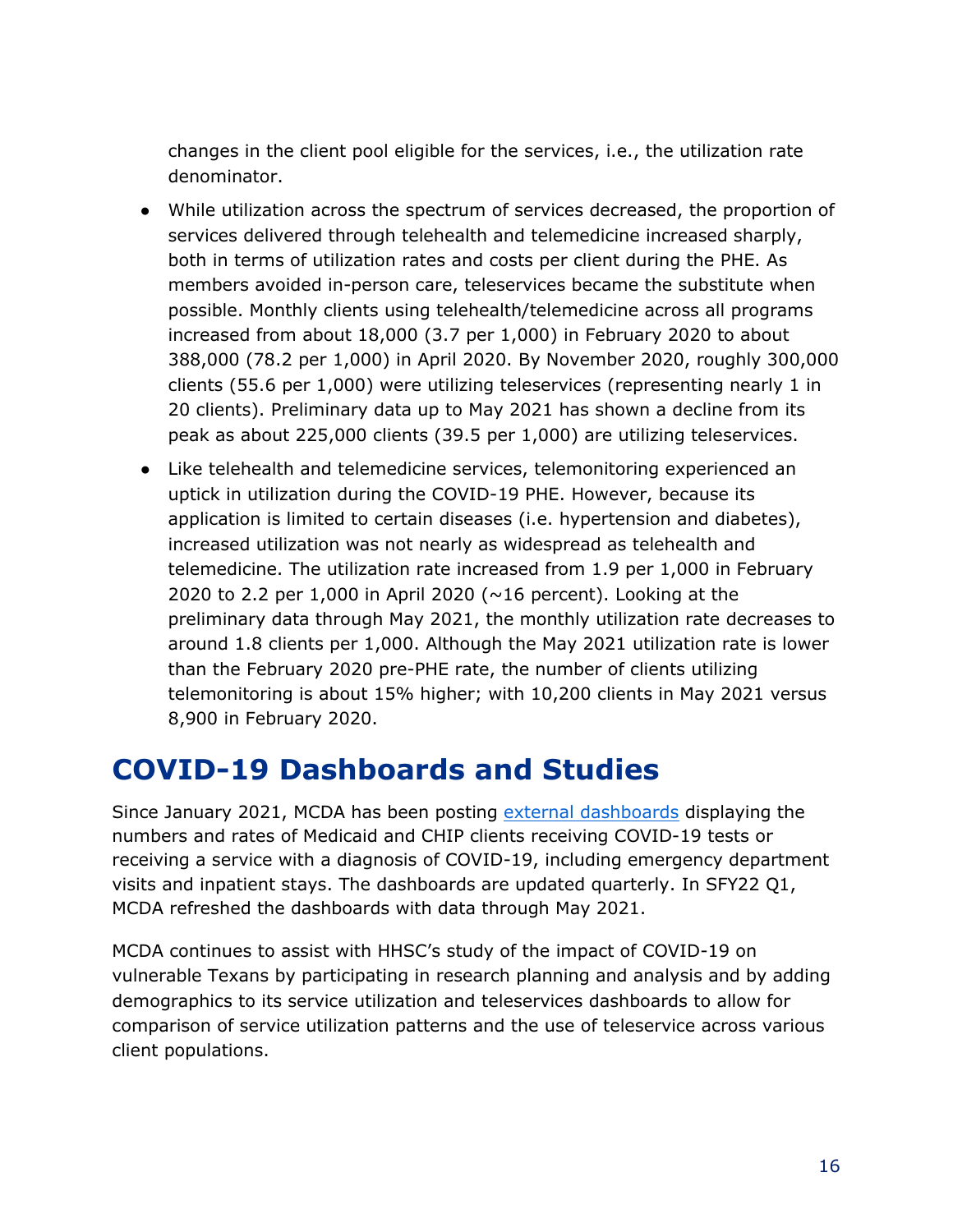changes in the client pool eligible for the services, i.e., the utilization rate denominator.

- While utilization across the spectrum of services decreased, the proportion of services delivered through telehealth and telemedicine increased sharply, both in terms of utilization rates and costs per client during the PHE. As members avoided in-person care, teleservices became the substitute when possible. Monthly clients using telehealth/telemedicine across all programs increased from about 18,000 (3.7 per 1,000) in February 2020 to about 388,000 (78.2 per 1,000) in April 2020. By November 2020, roughly 300,000 clients (55.6 per 1,000) were utilizing teleservices (representing nearly 1 in 20 clients). Preliminary data up to May 2021 has shown a decline from its peak as about 225,000 clients (39.5 per 1,000) are utilizing teleservices.
- Like telehealth and telemedicine services, telemonitoring experienced an uptick in utilization during the COVID-19 PHE. However, because its application is limited to certain diseases (i.e. hypertension and diabetes), increased utilization was not nearly as widespread as telehealth and telemedicine. The utilization rate increased from 1.9 per 1,000 in February 2020 to 2.2 per 1,000 in April 2020 (~16 percent). Looking at the preliminary data through May 2021, the monthly utilization rate decreases to around 1.8 clients per 1,000. Although the May 2021 utilization rate is lower than the February 2020 pre-PHE rate, the number of clients utilizing telemonitoring is about 15% higher; with 10,200 clients in May 2021 versus 8,900 in February 2020.

# COVID-19 Dashboards and Studies

Since January 2021, MCDA has been posting external dashboards displaying the numbers and rates of Medicaid and CHIP clients receiving COVID-19 tests or receiving a service with a diagnosis of COVID-19, including emergency department visits and inpatient stays. The dashboards are updated quarterly. In SFY22 Q1, MCDA refreshed the dashboards with data through May 2021.

MCDA continues to assist with HHSC's study of the impact of COVID-19 on vulnerable Texans by participating in research planning and analysis and by adding demographics to its service utilization and teleservices dashboards to allow for comparison of service utilization patterns and the use of teleservice across various client populations.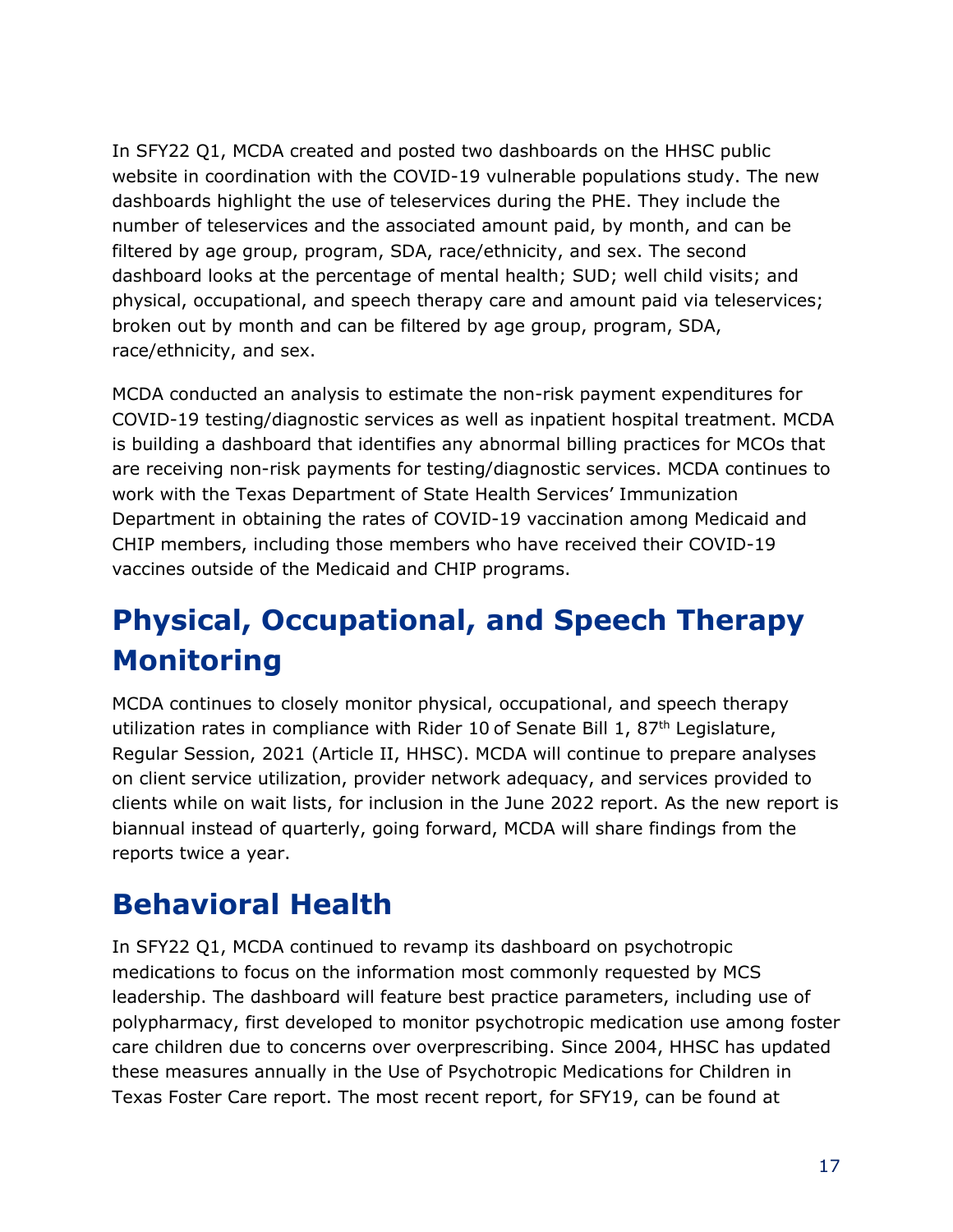In SFY22 Q1, MCDA created and posted two dashboards on the HHSC public website in coordination with the COVID-19 vulnerable populations study. The new dashboards highlight the use of teleservices during the PHE. They include the number of teleservices and the associated amount paid, by month, and can be filtered by age group, program, SDA, race/ethnicity, and sex. The second dashboard looks at the percentage of mental health; SUD; well child visits; and physical, occupational, and speech therapy care and amount paid via teleservices; broken out by month and can be filtered by age group, program, SDA, race/ethnicity, and sex.

MCDA conducted an analysis to estimate the non-risk payment expenditures for COVID-19 testing/diagnostic services as well as inpatient hospital treatment. MCDA is building a dashboard that identifies any abnormal billing practices for MCOs that are receiving non-risk payments for testing/diagnostic services. MCDA continues to work with the Texas Department of State Health Services' Immunization Department in obtaining the rates of COVID-19 vaccination among Medicaid and CHIP members, including those members who have received their COVID-19 vaccines outside of the Medicaid and CHIP programs.

# Physical, Occupational, and Speech Therapy Monitoring

MCDA continues to closely monitor physical, occupational, and speech therapy utilization rates in compliance with Rider 10 of Senate Bill 1, 87th Legislature, Regular Session, 2021 (Article II, HHSC). MCDA will continue to prepare analyses on client service utilization, provider network adequacy, and services provided to clients while on wait lists, for inclusion in the June 2022 report. As the new report is biannual instead of quarterly, going forward, MCDA will share findings from the reports twice a year.

# Behavioral Health

In SFY22 Q1, MCDA continued to revamp its dashboard on psychotropic medications to focus on the information most commonly requested by MCS leadership. The dashboard will feature best practice parameters, including use of polypharmacy, first developed to monitor psychotropic medication use among foster care children due to concerns over overprescribing. Since 2004, HHSC has updated these measures annually in the Use of Psychotropic Medications for Children in Texas Foster Care report. The most recent report, for SFY19, can be found at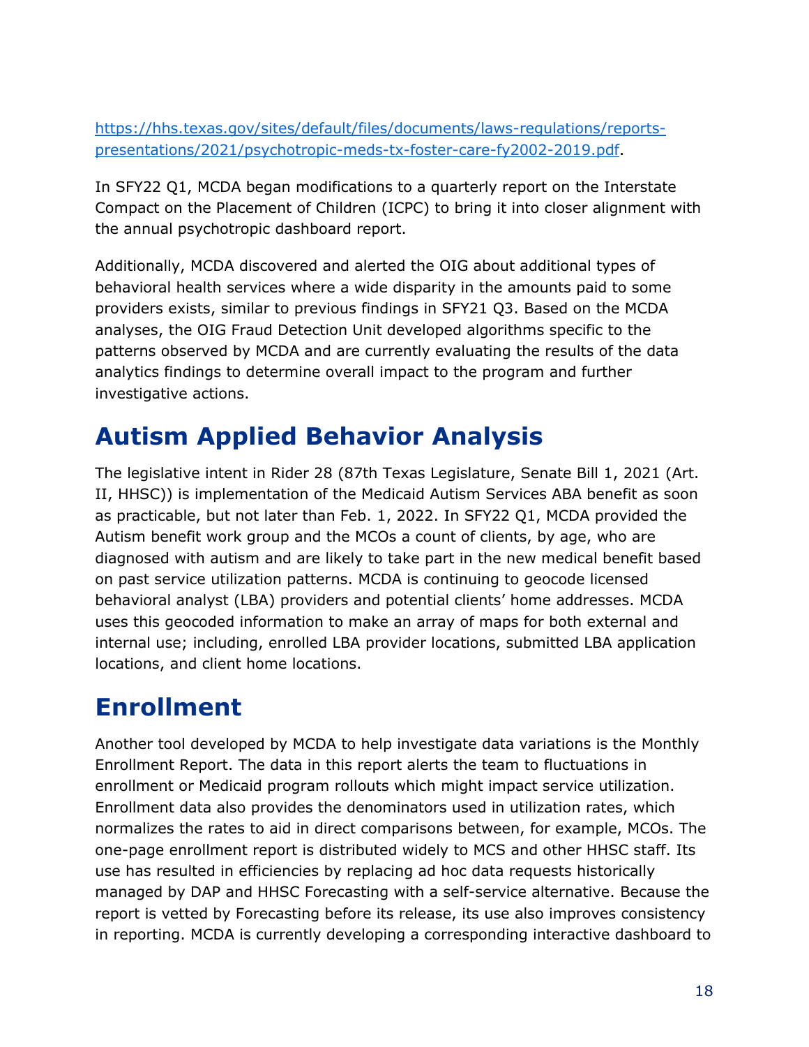https://hhs.texas.gov/sites/default/files/documents/laws-regulations/reports-presentations/2021/psychotropic-meds-tx-foster-care-fy2002-2019.pdf.

In SFY22 Q1, MCDA began modifications to a quarterly report on the Interstate Compact on the Placement of Children (ICPC) to bring it into closer alignment with the annual psychotropic dashboard report.

Additionally, MCDA discovered and alerted the OIG about additional types of behavioral health services where a wide disparity in the amounts paid to some providers exists, similar to previous findings in SFY21 Q3. Based on the MCDA analyses, the OIG Fraud Detection Unit developed algorithms specific to the patterns observed by MCDA and are currently evaluating the results of the data analytics findings to determine overall impact to the program and further investigative actions.

# Autism Applied Behavior Analysis

The legislative intent in Rider 28 (87th Texas Legislature, Senate Bill 1, 2021 (Art. II, HHSC)) is implementation of the Medicaid Autism Services ABA benefit as soon as practicable, but not later than Feb. 1, 2022. In SFY22 Q1, MCDA provided the Autism benefit work group and the MCOs a count of clients, by age, who are diagnosed with autism and are likely to take part in the new medical benefit based on past service utilization patterns. MCDA is continuing to geocode licensed behavioral analyst (LBA) providers and potential clients' home addresses. MCDA uses this geocoded information to make an array of maps for both external and internal use; including, enrolled LBA provider locations, submitted LBA application locations, and client home locations.

# Enrollment

Another tool developed by MCDA to help investigate data variations is the Monthly Enrollment Report. The data in this report alerts the team to fluctuations in enrollment or Medicaid program rollouts which might impact service utilization. Enrollment data also provides the denominators used in utilization rates, which normalizes the rates to aid in direct comparisons between, for example, MCOs. The one-page enrollment report is distributed widely to MCS and other HHSC staff. Its use has resulted in efficiencies by replacing ad hoc data requests historically managed by DAP and HHSC Forecasting with a self-service alternative. Because the report is vetted by Forecasting before its release, its use also improves consistency in reporting. MCDA is currently developing a corresponding interactive dashboard to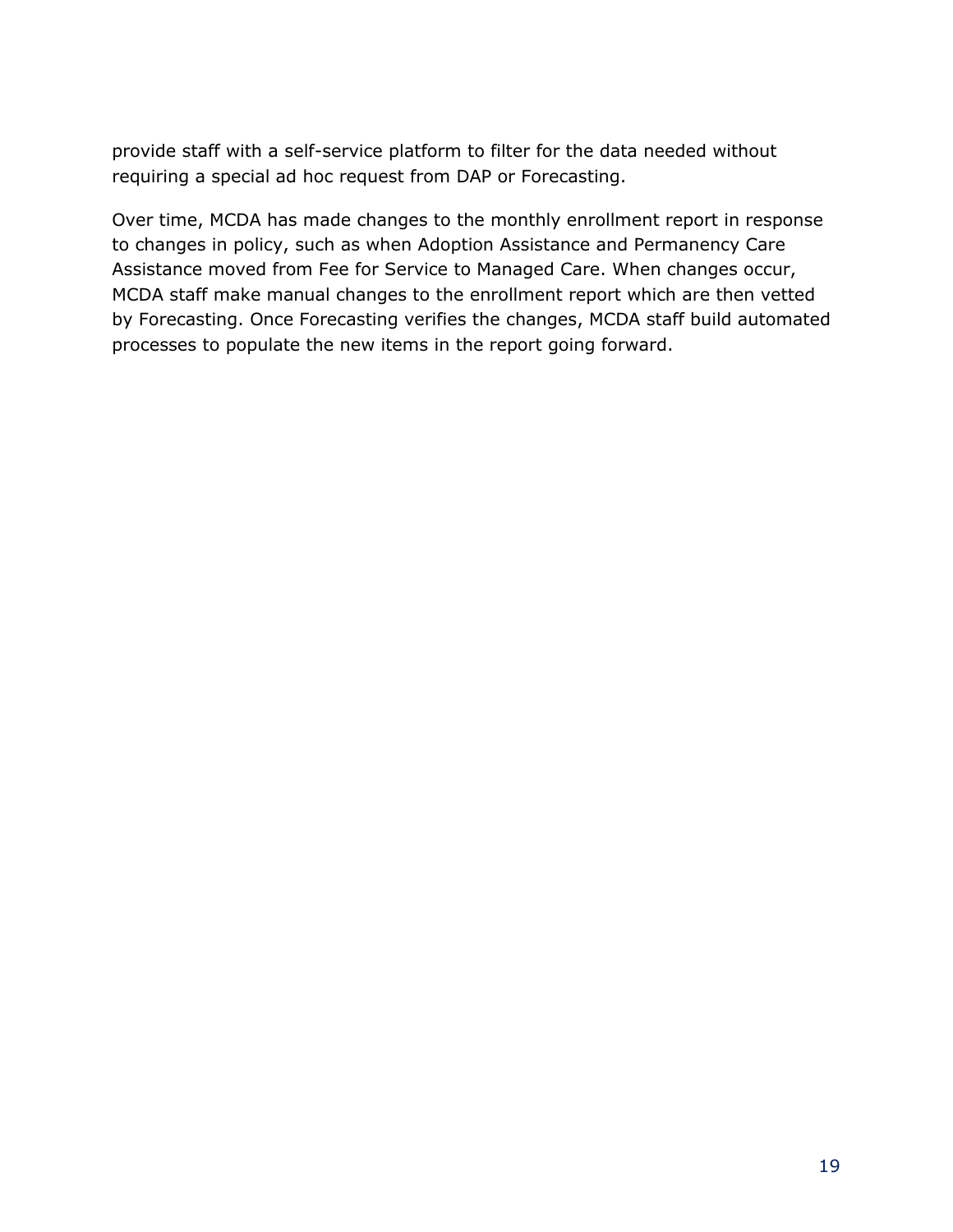provide staff with a self-service platform to filter for the data needed without requiring a special ad hoc request from DAP or Forecasting.

Over time, MCDA has made changes to the monthly enrollment report in response to changes in policy, such as when Adoption Assistance and Permanency Care Assistance moved from Fee for Service to Managed Care. When changes occur, MCDA staff make manual changes to the enrollment report which are then vetted by Forecasting. Once Forecasting verifies the changes, MCDA staff build automated processes to populate the new items in the report going forward.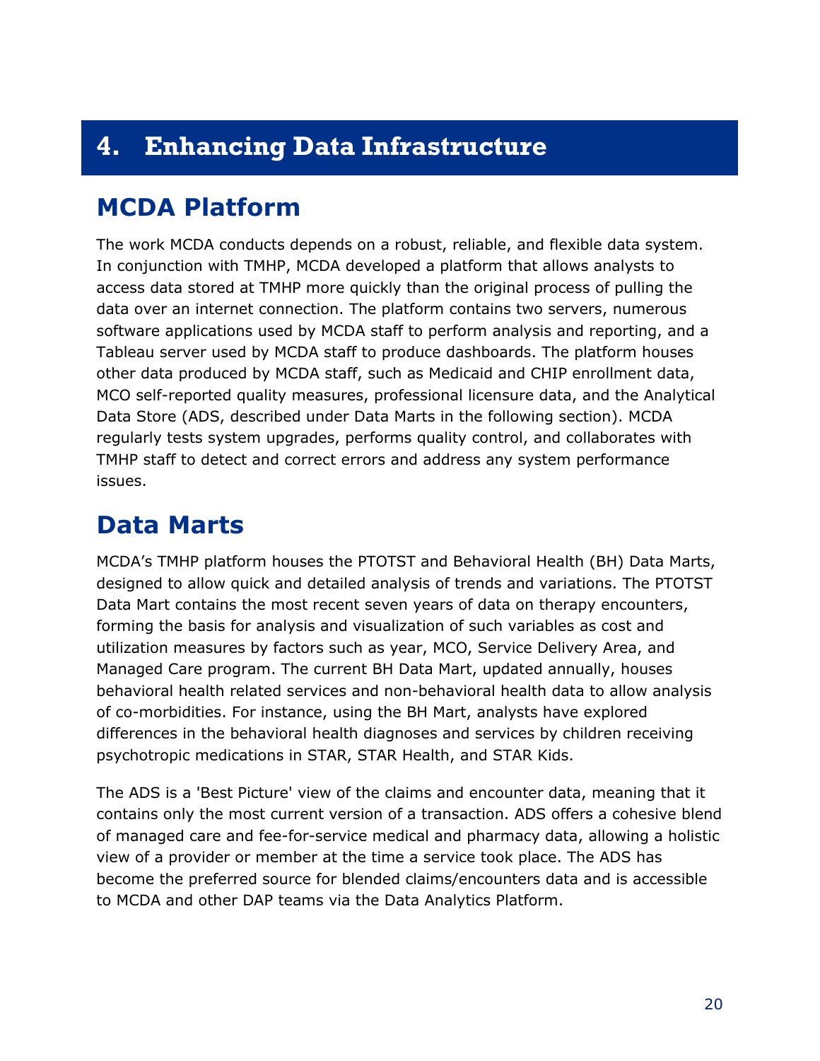# 4. Enhancing Data Infrastructure

## MCDA Platform

The work MCDA conducts depends on a robust, reliable, and flexible data system. In conjunction with TMHP, MCDA developed a platform that allows analysts to access data stored at TMHP more quickly than the original process of pulling the data over an internet connection. The platform contains two servers, numerous software applications used by MCDA staff to perform analysis and reporting, and a Tableau server used by MCDA staff to produce dashboards. The platform houses other data produced by MCDA staff, such as Medicaid and CHIP enrollment data, MCO self-reported quality measures, professional licensure data, and the Analytical Data Store (ADS, described under Data Marts in the following section). MCDA regularly tests system upgrades, performs quality control, and collaborates with TMHP staff to detect and correct errors and address any system performance issues.

## Data Marts

MCDA's TMHP platform houses the PTOTST and Behavioral Health (BH) Data Marts, designed to allow quick and detailed analysis of trends and variations. The PTOTST Data Mart contains the most recent seven years of data on therapy encounters, forming the basis for analysis and visualization of such variables as cost and utilization measures by factors such as year, MCO, Service Delivery Area, and Managed Care program. The current BH Data Mart, updated annually, houses behavioral health related services and non-behavioral health data to allow analysis of co-morbidities. For instance, using the BH Mart, analysts have explored differences in the behavioral health diagnoses and services by children receiving psychotropic medications in STAR, STAR Health, and STAR Kids.

The ADS is a 'Best Picture' view of the claims and encounter data, meaning that it contains only the most current version of a transaction. ADS offers a cohesive blend of managed care and fee-for-service medical and pharmacy data, allowing a holistic view of a provider or member at the time a service took place. The ADS has become the preferred source for blended claims/encounters data and is accessible to MCDA and other DAP teams via the Data Analytics Platform.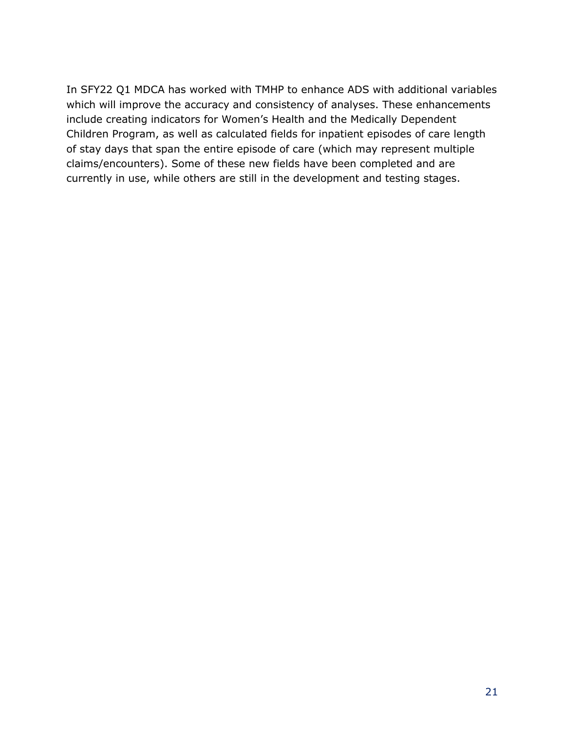In SFY22 Q1 MDCA has worked with TMHP to enhance ADS with additional variables which will improve the accuracy and consistency of analyses. These enhancements include creating indicators for Women's Health and the Medically Dependent Children Program, as well as calculated fields for inpatient episodes of care length of stay days that span the entire episode of care (which may represent multiple claims/encounters). Some of these new fields have been completed and are currently in use, while others are still in the development and testing stages.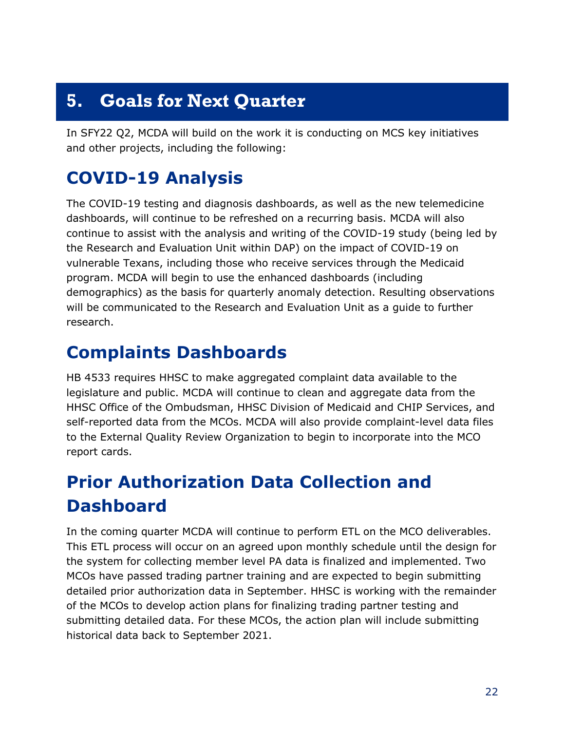# 5. Goals for Next Quarter

In SFY22 Q2, MCDA will build on the work it is conducting on MCS key initiatives and other projects, including the following:

## COVID-19 Analysis

The COVID-19 testing and diagnosis dashboards, as well as the new telemedicine dashboards, will continue to be refreshed on a recurring basis. MCDA will also continue to assist with the analysis and writing of the COVID-19 study (being led by the Research and Evaluation Unit within DAP) on the impact of COVID-19 on vulnerable Texans, including those who receive services through the Medicaid program. MCDA will begin to use the enhanced dashboards (including demographics) as the basis for quarterly anomaly detection. Resulting observations will be communicated to the Research and Evaluation Unit as a guide to further research.

## Complaints Dashboards

HB 4533 requires HHSC to make aggregated complaint data available to the legislature and public. MCDA will continue to clean and aggregate data from the HHSC Office of the Ombudsman, HHSC Division of Medicaid and CHIP Services, and self-reported data from the MCOs. MCDA will also provide complaint-level data files to the External Quality Review Organization to begin to incorporate into the MCO report cards.

## Prior Authorization Data Collection and Dashboard

In the coming quarter MCDA will continue to perform ETL on the MCO deliverables. This ETL process will occur on an agreed upon monthly schedule until the design for the system for collecting member level PA data is finalized and implemented. Two MCOs have passed trading partner training and are expected to begin submitting detailed prior authorization data in September. HHSC is working with the remainder of the MCOs to develop action plans for finalizing trading partner testing and submitting detailed data. For these MCOs, the action plan will include submitting historical data back to September 2021.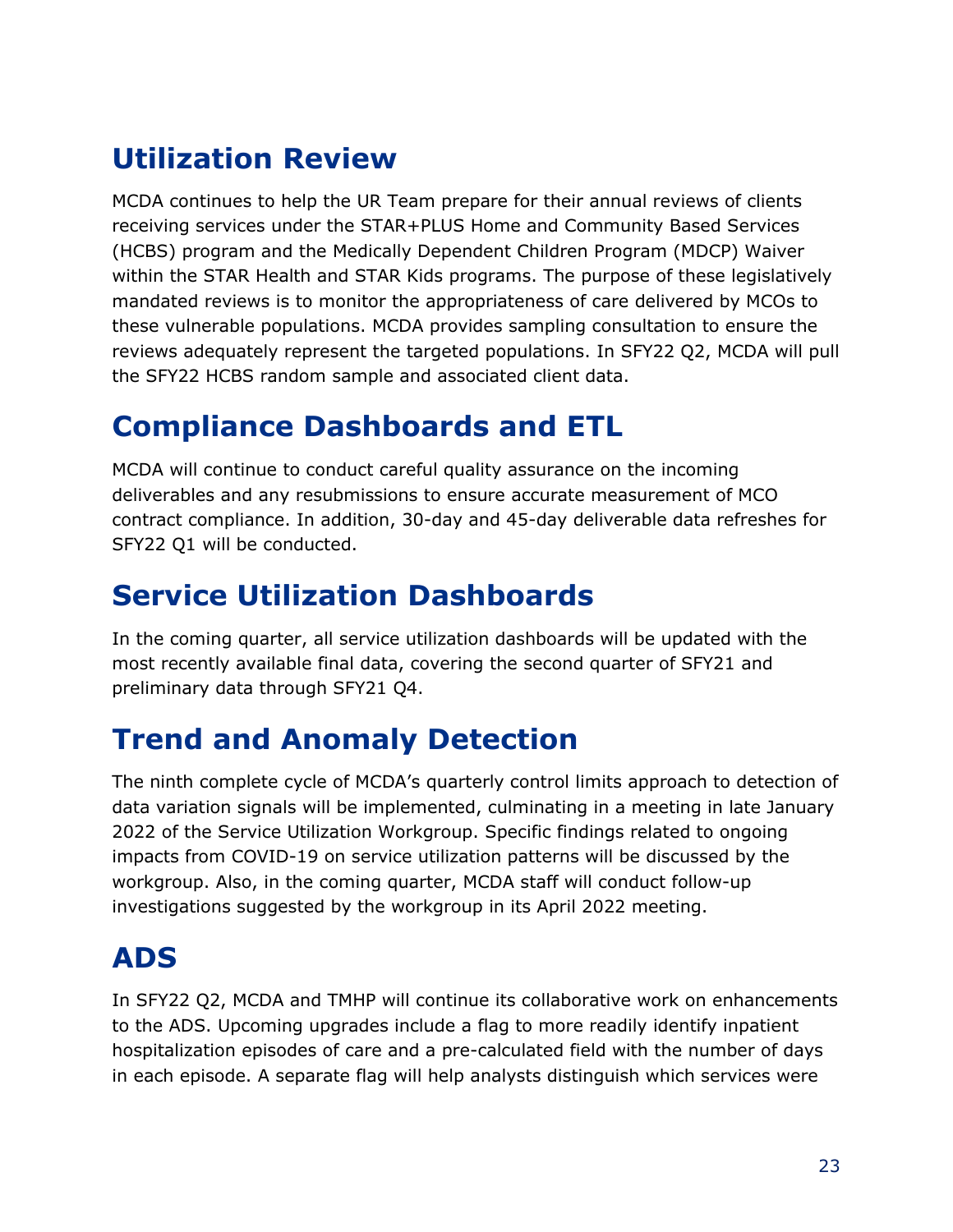# Utilization Review

MCDA continues to help the UR Team prepare for their annual reviews of clients receiving services under the STAR+PLUS Home and Community Based Services (HCBS) program and the Medically Dependent Children Program (MDCP) Waiver within the STAR Health and STAR Kids programs. The purpose of these legislatively mandated reviews is to monitor the appropriateness of care delivered by MCOs to these vulnerable populations. MCDA provides sampling consultation to ensure the reviews adequately represent the targeted populations. In SFY22 Q2, MCDA will pull the SFY22 HCBS random sample and associated client data.

# Compliance Dashboards and ETL

MCDA will continue to conduct careful quality assurance on the incoming deliverables and any resubmissions to ensure accurate measurement of MCO contract compliance. In addition, 30-day and 45-day deliverable data refreshes for SFY22 Q1 will be conducted.

# Service Utilization Dashboards

In the coming quarter, all service utilization dashboards will be updated with the most recently available final data, covering the second quarter of SFY21 and preliminary data through SFY21 Q4.

# Trend and Anomaly Detection

The ninth complete cycle of MCDA's quarterly control limits approach to detection of data variation signals will be implemented, culminating in a meeting in late January 2022 of the Service Utilization Workgroup. Specific findings related to ongoing impacts from COVID-19 on service utilization patterns will be discussed by the workgroup. Also, in the coming quarter, MCDA staff will conduct follow-up investigations suggested by the workgroup in its April 2022 meeting.

# ADS

In SFY22 Q2, MCDA and TMHP will continue its collaborative work on enhancements to the ADS. Upcoming upgrades include a flag to more readily identify inpatient hospitalization episodes of care and a pre-calculated field with the number of days in each episode. A separate flag will help analysts distinguish which services were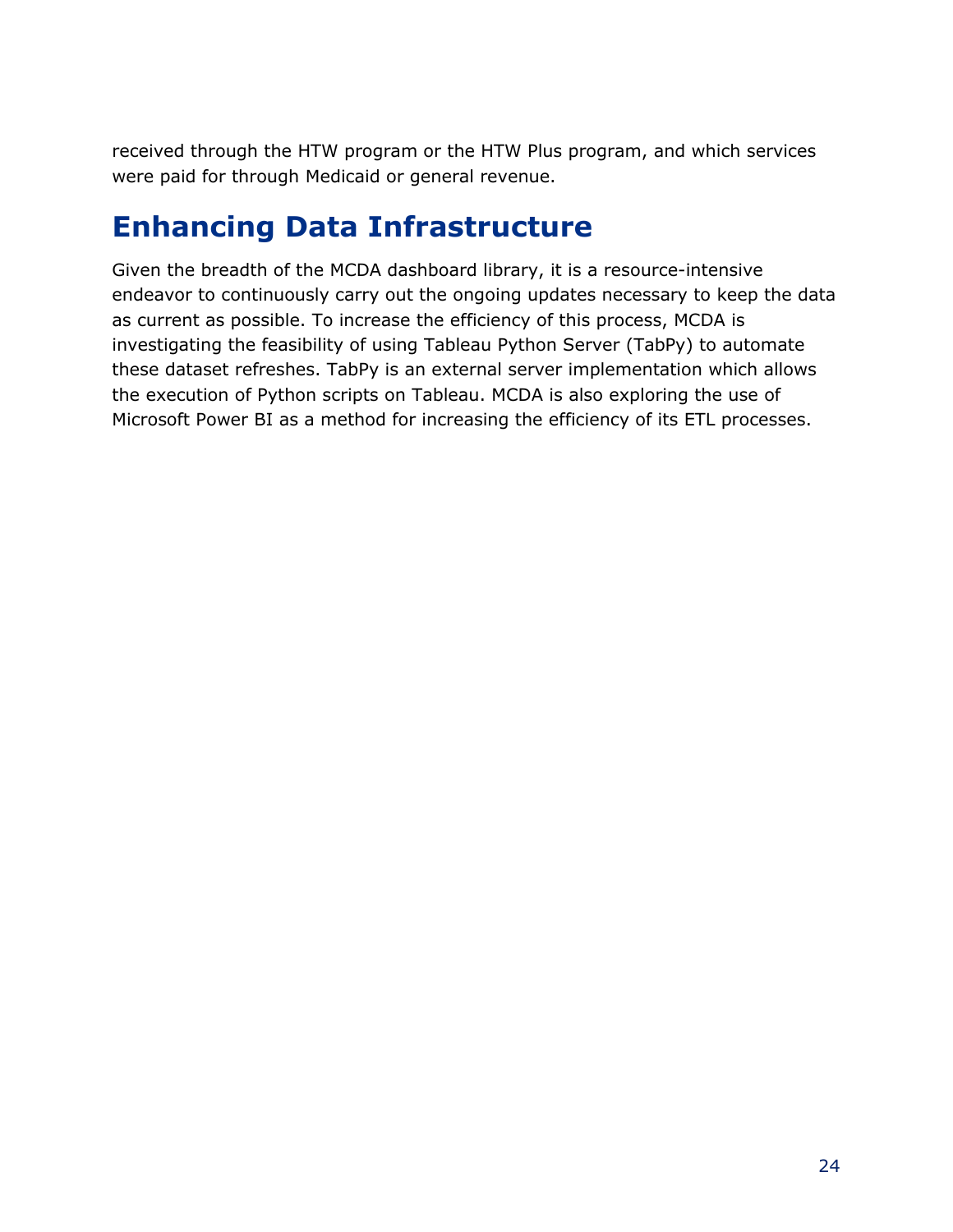received through the HTW program or the HTW Plus program, and which services were paid for through Medicaid or general revenue.

## Enhancing Data Infrastructure

Given the breadth of the MCDA dashboard library, it is a resource-intensive endeavor to continuously carry out the ongoing updates necessary to keep the data as current as possible. To increase the efficiency of this process, MCDA is investigating the feasibility of using Tableau Python Server (TabPy) to automate these dataset refreshes. TabPy is an external server implementation which allows the execution of Python scripts on Tableau. MCDA is also exploring the use of Microsoft Power BI as a method for increasing the efficiency of its ETL processes.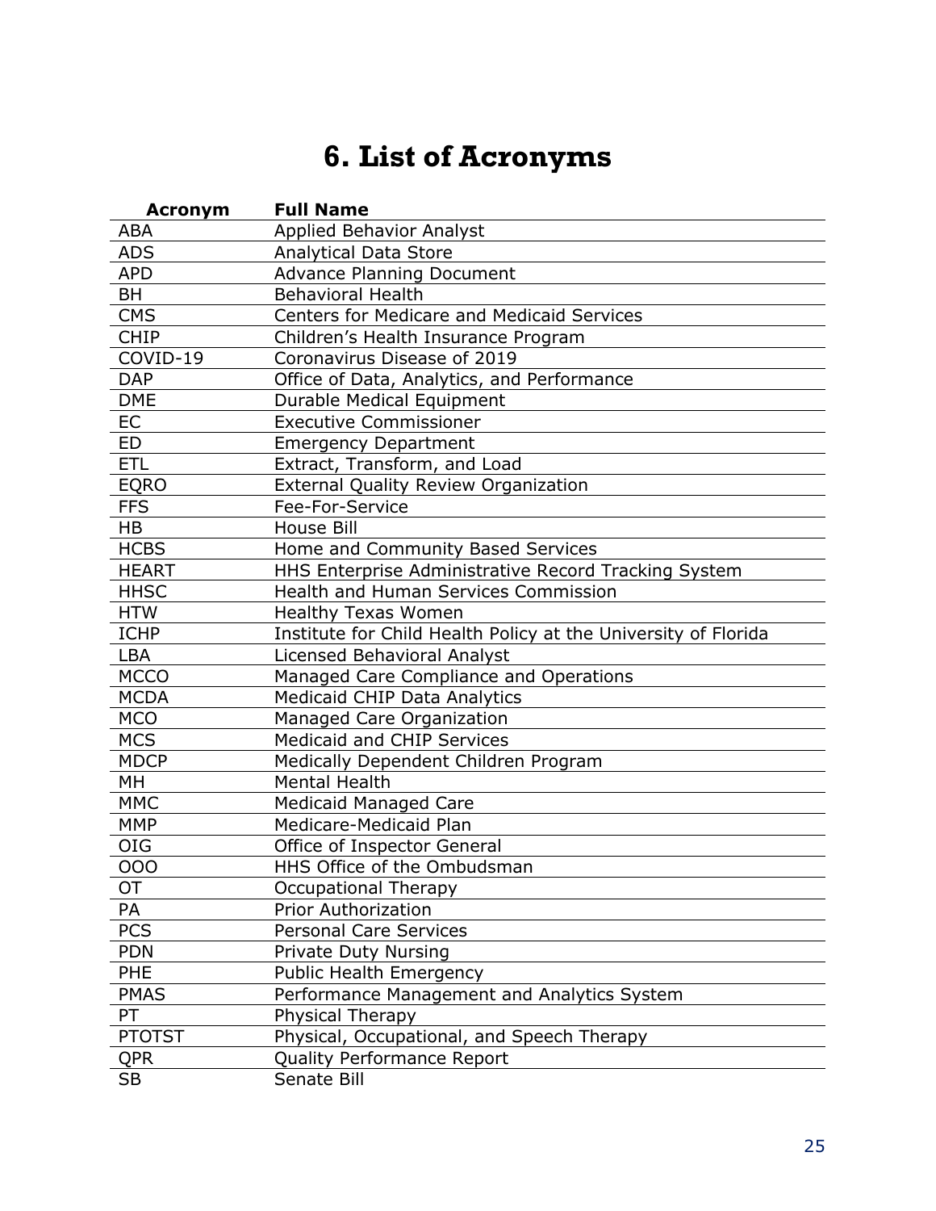# 6. List of Acronyms

| Acronym | Full Name |
|---|---|
| ABA | Applied Behavior Analyst |
| ADS | Analytical Data Store |
| APD | Advance Planning Document |
| BH | Behavioral Health |
| CMS | Centers for Medicare and Medicaid Services |
| CHIP | Children's Health Insurance Program |
| COVID-19 | Coronavirus Disease of 2019 |
| DAP | Office of Data, Analytics, and Performance |
| DME | Durable Medical Equipment |
| EC | Executive Commissioner |
| ED | Emergency Department |
| ETL | Extract, Transform, and Load |
| EQRO | External Quality Review Organization |
| FFS | Fee-For-Service |
| HB | House Bill |
| HCBS | Home and Community Based Services |
| HEART | HHS Enterprise Administrative Record Tracking System |
| HHSC | Health and Human Services Commission |
| HTW | Healthy Texas Women |
| ICHP | Institute for Child Health Policy at the University of Florida |
| LBA | Licensed Behavioral Analyst |
| MCCO | Managed Care Compliance and Operations |
| MCDA | Medicaid CHIP Data Analytics |
| MCO | Managed Care Organization |
| MCS | Medicaid and CHIP Services |
| MDCP | Medically Dependent Children Program |
| MH | Mental Health |
| MMC | Medicaid Managed Care |
| MMP | Medicare-Medicaid Plan |
| OIG | Office of Inspector General |
| OOO | HHS Office of the Ombudsman |
| OT | Occupational Therapy |
| PA | Prior Authorization |
| PCS | Personal Care Services |
| PDN | Private Duty Nursing |
| PHE | Public Health Emergency |
| PMAS | Performance Management and Analytics System |
| PT | Physical Therapy |
| PTOTST | Physical, Occupational, and Speech Therapy |
| QPR | Quality Performance Report |
| SB | Senate Bill |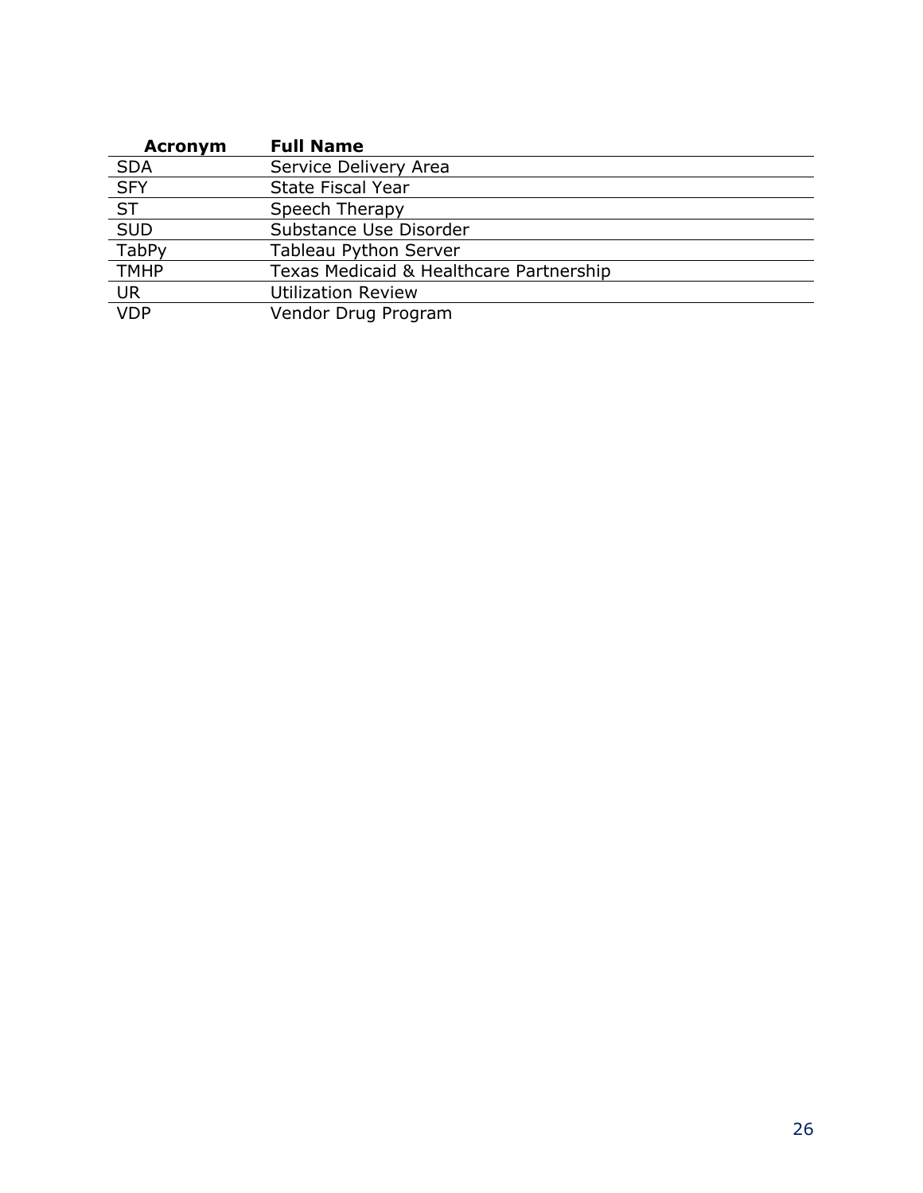| Acronym | Full Name |
| --- | --- |
| SDA | Service Delivery Area |
| SFY | State Fiscal Year |
| ST | Speech Therapy |
| SUD | Substance Use Disorder |
| TabPy | Tableau Python Server |
| TMHP | Texas Medicaid & Healthcare Partnership |
| UR | Utilization Review |
| VDP | Vendor Drug Program |